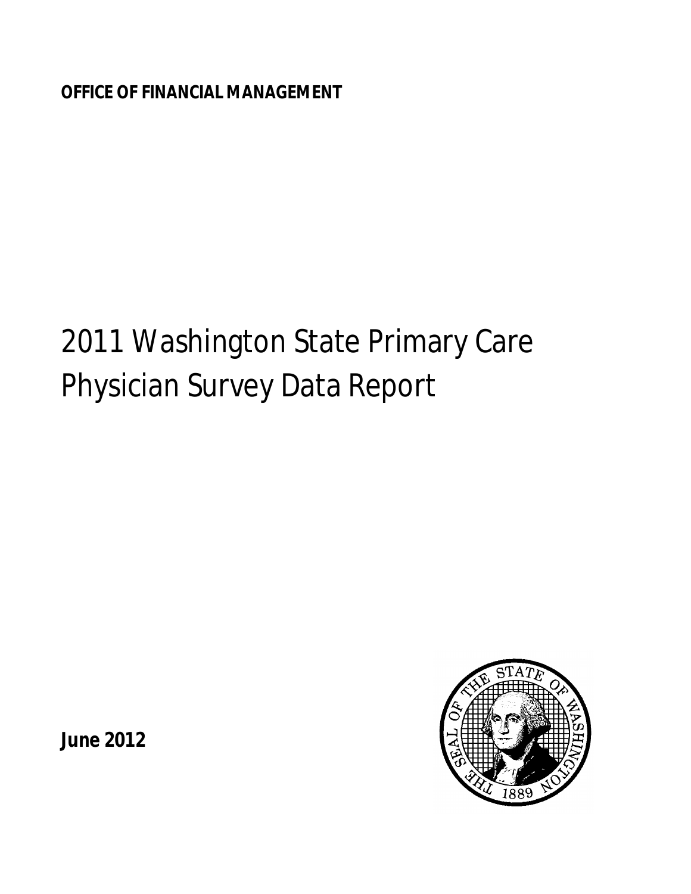**OFFICE OF FINANCIAL MANAGEMENT**

# 2011 Washington State Primary Care Physician Survey Data Report

**June 2012**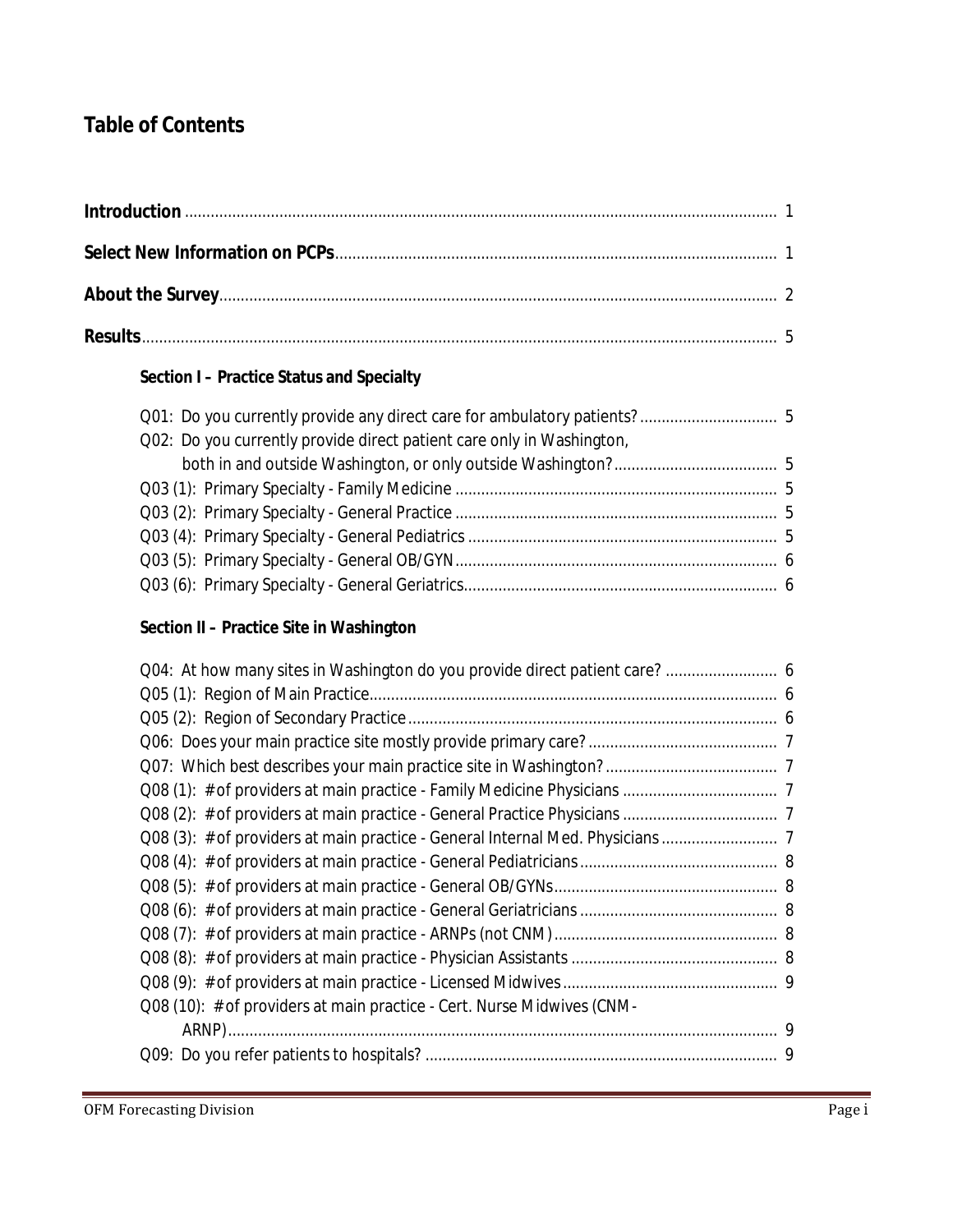# Table of Contents

**Introduction** ........................................................................................................................................ 1

**Select New Information on PCPs**...................................................................................................... 1

**About the Survey**................................................................................................................................ 2

**Results**................................................................................................................................................. 5

**Section I – Practice Status and Specialty**

Q01: Do you currently provide any direct care for ambulatory patients? ................................ 5
Q02: Do you currently provide direct patient care only in Washington, both in and outside Washington, or only outside Washington?...................................... 5
Q03 (1): Primary Specialty - Family Medicine .......................................................................... 5
Q03 (2): Primary Specialty - General Practice .......................................................................... 5
Q03 (4): Primary Specialty - General Pediatrics ....................................................................... 5
Q03 (5): Primary Specialty - General OB/GYN.......................................................................... 6
Q03 (6): Primary Specialty - General Geriatrics........................................................................ 6

**Section II – Practice Site in Washington**

Q04: At how many sites in Washington do you provide direct patient care? .......................... 6
Q05 (1): Region of Main Practice.............................................................................................. 6
Q05 (2): Region of Secondary Practice..................................................................................... 6
Q06: Does your main practice site mostly provide primary care? ............................................ 7
Q07: Which best describes your main practice site in Washington? ........................................ 7
Q08 (1): # of providers at main practice - Family Medicine Physicians .................................... 7
Q08 (2): # of providers at main practice - General Practice Physicians .................................... 7
Q08 (3): # of providers at main practice - General Internal Med. Physicians ........................... 7
Q08 (4): # of providers at main practice - General Pediatricians ............................................. 8
Q08 (5): # of providers at main practice - General OB/GYNs.................................................... 8
Q08 (6): # of providers at main practice - General Geriatricians .............................................. 8
Q08 (7): # of providers at main practice - ARNPs (not CNM) .................................................... 8
Q08 (8): # of providers at main practice - Physician Assistants ................................................ 8
Q08 (9): # of providers at main practice - Licensed Midwives ................................................. 9
Q08 (10): # of providers at main practice - Cert. Nurse Midwives (CNM-ARNP)................................................................................................................ 9
Q09: Do you refer patients to hospitals? ................................................................................. 9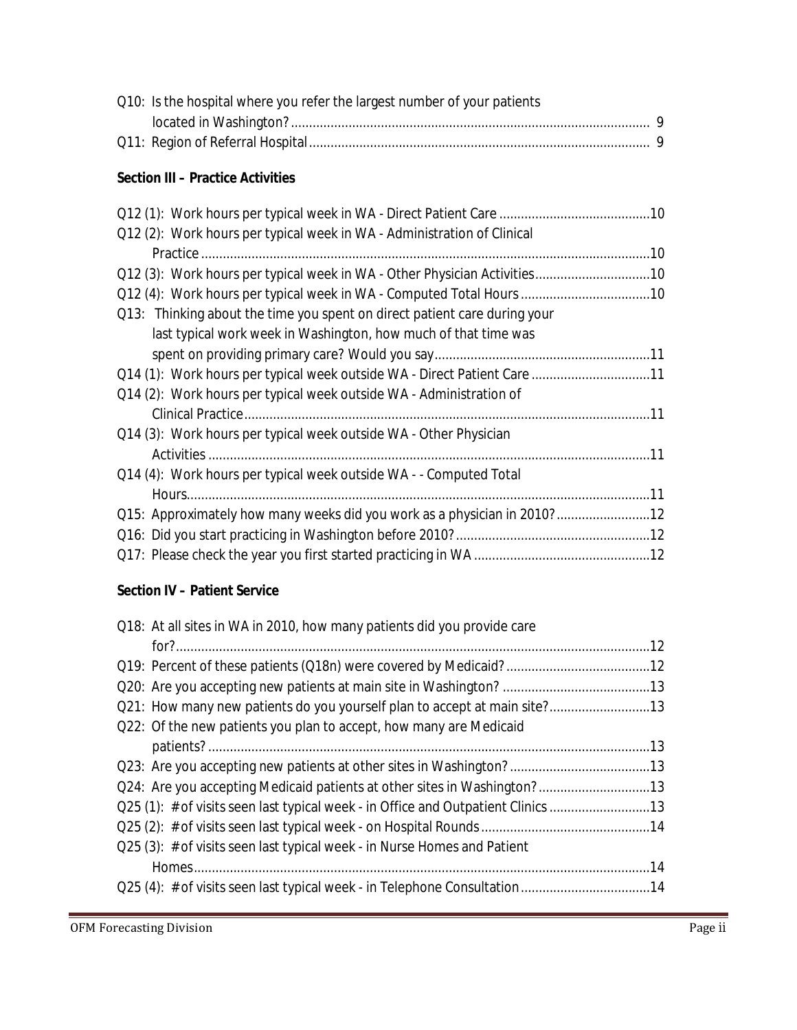Q10: Is the hospital where you refer the largest number of your patients located in Washington? ..... 9
Q11: Region of Referral Hospital ..... 9

**Section III – Practice Activities**

Q12 (1): Work hours per typical week in WA - Direct Patient Care ..... 10
Q12 (2): Work hours per typical week in WA - Administration of Clinical Practice ..... 10
Q12 (3): Work hours per typical week in WA - Other Physician Activities ..... 10
Q12 (4): Work hours per typical week in WA - Computed Total Hours ..... 10
Q13: Thinking about the time you spent on direct patient care during your last typical work week in Washington, how much of that time was spent on providing primary care? Would you say ..... 11
Q14 (1): Work hours per typical week outside WA - Direct Patient Care ..... 11
Q14 (2): Work hours per typical week outside WA - Administration of Clinical Practice ..... 11
Q14 (3): Work hours per typical week outside WA - Other Physician Activities ..... 11
Q14 (4): Work hours per typical week outside WA - - Computed Total Hours ..... 11
Q15: Approximately how many weeks did you work as a physician in 2010? ..... 12
Q16: Did you start practicing in Washington before 2010? ..... 12
Q17: Please check the year you first started practicing in WA ..... 12

**Section IV – Patient Service**

Q18: At all sites in WA in 2010, how many patients did you provide care for? ..... 12
Q19: Percent of these patients (Q18n) were covered by Medicaid? ..... 12
Q20: Are you accepting new patients at main site in Washington? ..... 13
Q21: How many new patients do you yourself plan to accept at main site? ..... 13
Q22: Of the new patients you plan to accept, how many are Medicaid patients? ..... 13
Q23: Are you accepting new patients at other sites in Washington? ..... 13
Q24: Are you accepting Medicaid patients at other sites in Washington? ..... 13
Q25 (1): # of visits seen last typical week - in Office and Outpatient Clinics ..... 13
Q25 (2): # of visits seen last typical week - on Hospital Rounds ..... 14
Q25 (3): # of visits seen last typical week - in Nurse Homes and Patient Homes ..... 14
Q25 (4): # of visits seen last typical week - in Telephone Consultation ..... 14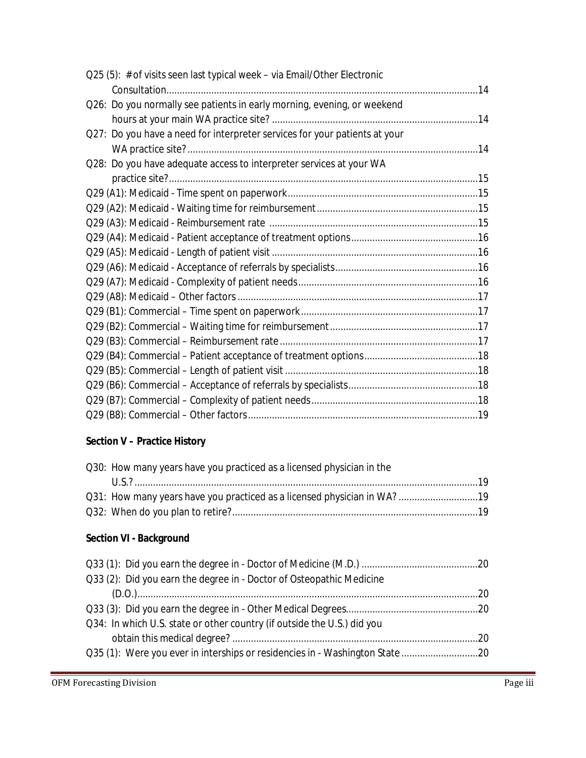Q25 (5): # of visits seen last typical week – via Email/Other Electronic Consultation.....14

Q26: Do you normally see patients in early morning, evening, or weekend hours at your main WA practice site? .....14

Q27: Do you have a need for interpreter services for your patients at your WA practice site?.....14

Q28: Do you have adequate access to interpreter services at your WA practice site?.....15

Q29 (A1): Medicaid - Time spent on paperwork.....15

Q29 (A2): Medicaid - Waiting time for reimbursement.....15

Q29 (A3): Medicaid - Reimbursement rate .....15

Q29 (A4): Medicaid - Patient acceptance of treatment options.....16

Q29 (A5): Medicaid - Length of patient visit .....16

Q29 (A6): Medicaid - Acceptance of referrals by specialists.....16

Q29 (A7): Medicaid - Complexity of patient needs.....16

Q29 (A8): Medicaid – Other factors .....17

Q29 (B1): Commercial – Time spent on paperwork.....17

Q29 (B2): Commercial – Waiting time for reimbursement.....17

Q29 (B3): Commercial – Reimbursement rate .....17

Q29 (B4): Commercial – Patient acceptance of treatment options.....18

Q29 (B5): Commercial – Length of patient visit .....18

Q29 (B6): Commercial – Acceptance of referrals by specialists.....18

Q29 (B7): Commercial – Complexity of patient needs.....18

Q29 (B8): Commercial – Other factors.....19

**Section V – Practice History**

Q30: How many years have you practiced as a licensed physician in the U.S.?.....19

Q31: How many years have you practiced as a licensed physician in WA? .....19

Q32: When do you plan to retire?.....19

**Section VI - Background**

Q33 (1): Did you earn the degree in - Doctor of Medicine (M.D.) .....20

Q33 (2): Did you earn the degree in - Doctor of Osteopathic Medicine (D.O.).....20

Q33 (3): Did you earn the degree in - Other Medical Degrees.....20

Q34: In which U.S. state or other country (if outside the U.S.) did you obtain this medical degree? .....20

Q35 (1): Were you ever in interships or residencies in - Washington State .....20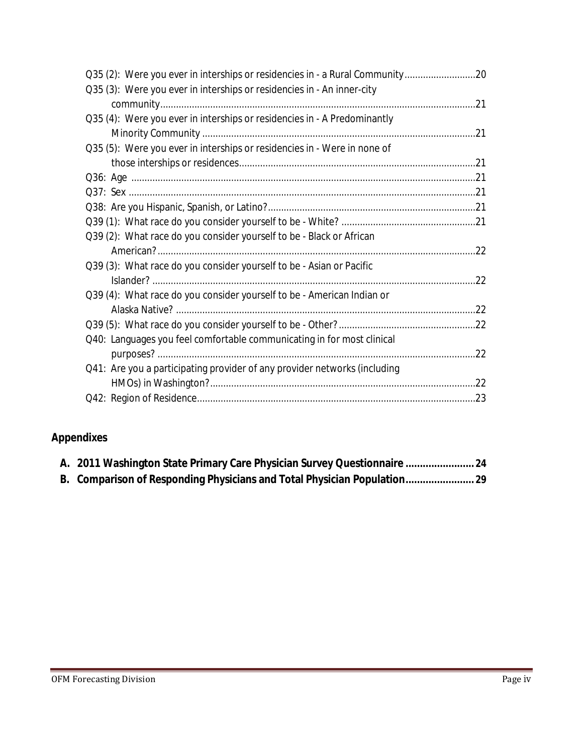Q35 (2): Were you ever in interships or residencies in - a Rural Community ... 20

Q35 (3): Were you ever in interships or residencies in - An inner-city community ... 21

Q35 (4): Were you ever in interships or residencies in - A Predominantly Minority Community ... 21

Q35 (5): Were you ever in interships or residencies in - Were in none of those interships or residences ... 21

Q36: Age ... 21

Q37: Sex ... 21

Q38: Are you Hispanic, Spanish, or Latino? ... 21

Q39 (1): What race do you consider yourself to be - White? ... 21

Q39 (2): What race do you consider yourself to be - Black or African American? ... 22

Q39 (3): What race do you consider yourself to be - Asian or Pacific Islander? ... 22

Q39 (4): What race do you consider yourself to be - American Indian or Alaska Native? ... 22

Q39 (5): What race do you consider yourself to be - Other? ... 22

Q40: Languages you feel comfortable communicating in for most clinical purposes? ... 22

Q41: Are you a participating provider of any provider networks (including HMOs) in Washington? ... 22

Q42: Region of Residence ... 23

## Appendixes

**A. 2011 Washington State Primary Care Physician Survey Questionnaire ... 24**

**B. Comparison of Responding Physicians and Total Physician Population ... 29**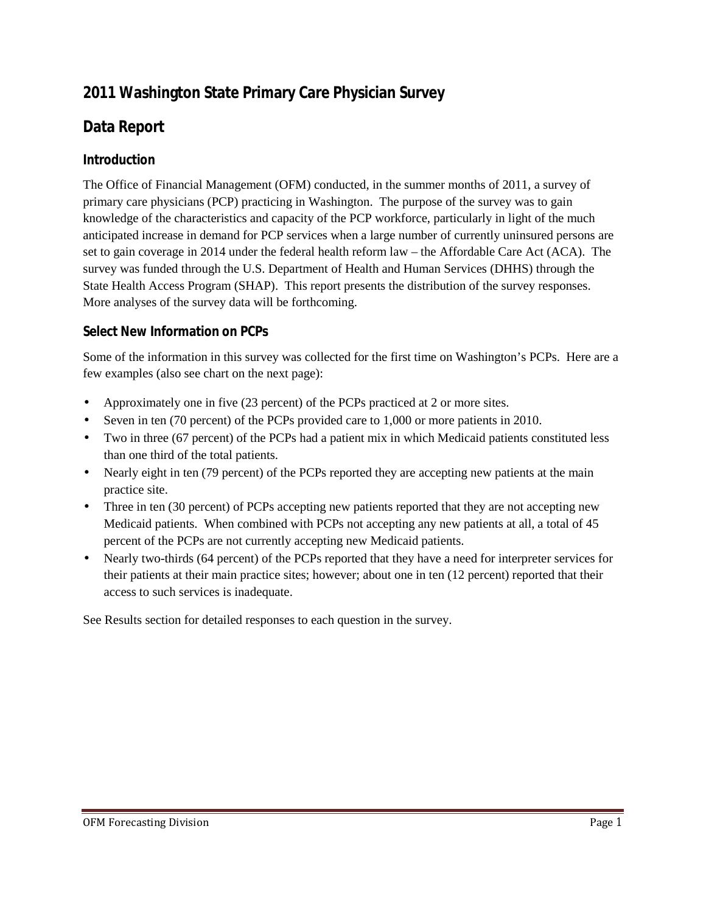# 2011 Washington State Primary Care Physician Survey

## Data Report

### Introduction

The Office of Financial Management (OFM) conducted, in the summer months of 2011, a survey of primary care physicians (PCP) practicing in Washington. The purpose of the survey was to gain knowledge of the characteristics and capacity of the PCP workforce, particularly in light of the much anticipated increase in demand for PCP services when a large number of currently uninsured persons are set to gain coverage in 2014 under the federal health reform law – the Affordable Care Act (ACA). The survey was funded through the U.S. Department of Health and Human Services (DHHS) through the State Health Access Program (SHAP). This report presents the distribution of the survey responses. More analyses of the survey data will be forthcoming.

### Select New Information on PCPs

Some of the information in this survey was collected for the first time on Washington's PCPs. Here are a few examples (also see chart on the next page):

- Approximately one in five (23 percent) of the PCPs practiced at 2 or more sites.
- Seven in ten (70 percent) of the PCPs provided care to 1,000 or more patients in 2010.
- Two in three (67 percent) of the PCPs had a patient mix in which Medicaid patients constituted less than one third of the total patients.
- Nearly eight in ten (79 percent) of the PCPs reported they are accepting new patients at the main practice site.
- Three in ten (30 percent) of PCPs accepting new patients reported that they are not accepting new Medicaid patients. When combined with PCPs not accepting any new patients at all, a total of 45 percent of the PCPs are not currently accepting new Medicaid patients.
- Nearly two-thirds (64 percent) of the PCPs reported that they have a need for interpreter services for their patients at their main practice sites; however; about one in ten (12 percent) reported that their access to such services is inadequate.

See Results section for detailed responses to each question in the survey.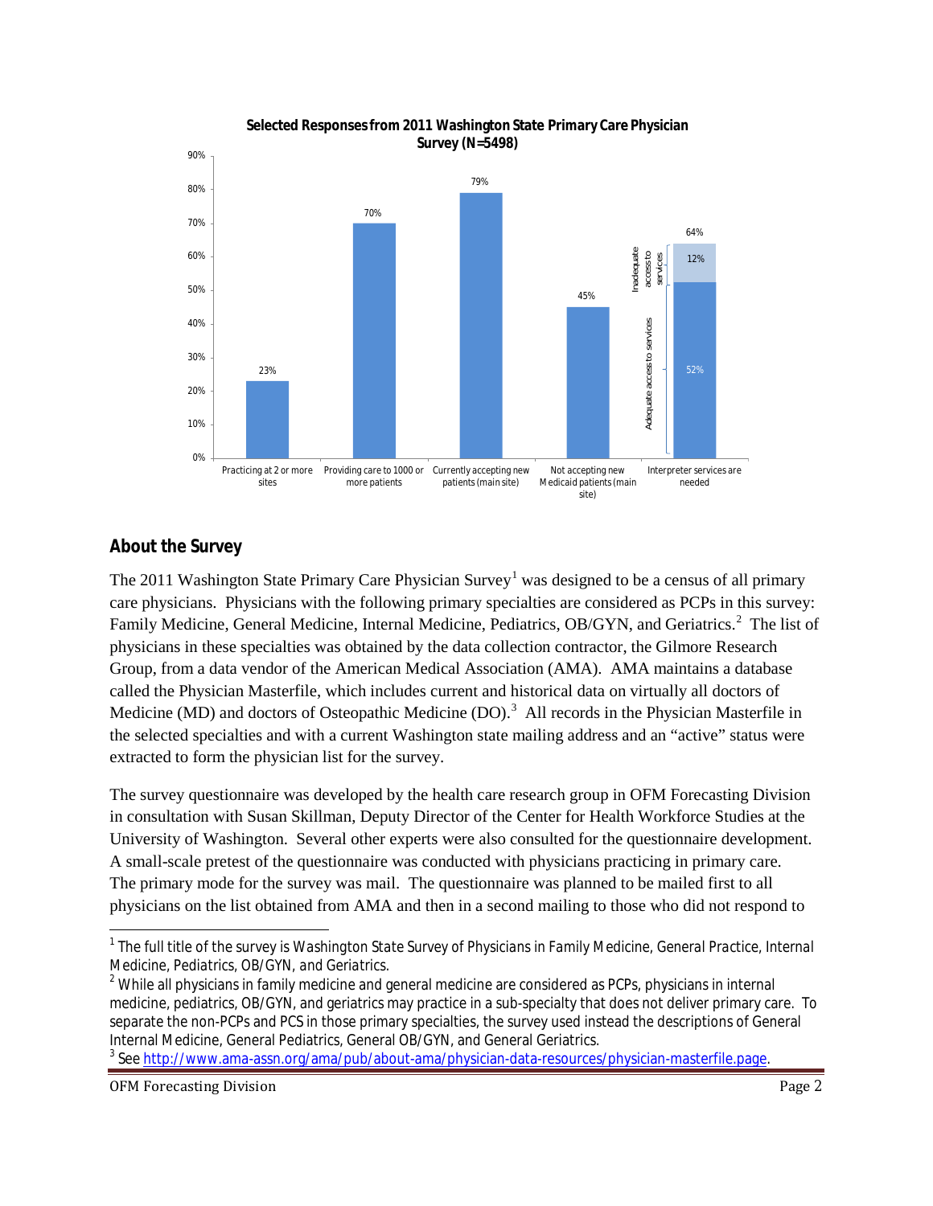**Selected Responses from 2011 Washington State Primary Care Physician Survey (N=5498)**

| Response | Percent |
| --- | --- |
| Practicing at 2 or more sites | 23% |
| Providing care to 1000 or more patients | 70% |
| Currently accepting new patients (main site) | 79% |
| Not accepting new Medicaid patients (main site) | 45% |
| Interpreter services are needed | 64% (Adequate access to services: 52%; Inadequate access to services: 12%) |

## About the Survey

The 2011 Washington State Primary Care Physician Survey[1] was designed to be a census of all primary care physicians. Physicians with the following primary specialties are considered as PCPs in this survey: Family Medicine, General Medicine, Internal Medicine, Pediatrics, OB/GYN, and Geriatrics.[2] The list of physicians in these specialties was obtained by the data collection contractor, the Gilmore Research Group, from a data vendor of the American Medical Association (AMA). AMA maintains a database called the Physician Masterfile, which includes current and historical data on virtually all doctors of Medicine (MD) and doctors of Osteopathic Medicine (DO).[3] All records in the Physician Masterfile in the selected specialties and with a current Washington state mailing address and an "active" status were extracted to form the physician list for the survey.

The survey questionnaire was developed by the health care research group in OFM Forecasting Division in consultation with Susan Skillman, Deputy Director of the Center for Health Workforce Studies at the University of Washington. Several other experts were also consulted for the questionnaire development. A small-scale pretest of the questionnaire was conducted with physicians practicing in primary care. The primary mode for the survey was mail. The questionnaire was planned to be mailed first to all physicians on the list obtained from AMA and then in a second mailing to those who did not respond to

---

[1] The full title of the survey is *Washington State Survey of Physicians in Family Medicine, General Practice, Internal Medicine, Pediatrics, OB/GYN, and Geriatrics.*

[2] While all physicians in family medicine and general medicine are considered as PCPs, physicians in internal medicine, pediatrics, OB/GYN, and geriatrics may practice in a sub-specialty that does not deliver primary care. To separate the non-PCPs and PCS in those primary specialties, the survey used instead the descriptions of General Internal Medicine, General Pediatrics, General OB/GYN, and General Geriatrics.

[3] See http://www.ama-assn.org/ama/pub/about-ama/physician-data-resources/physician-masterfile.page.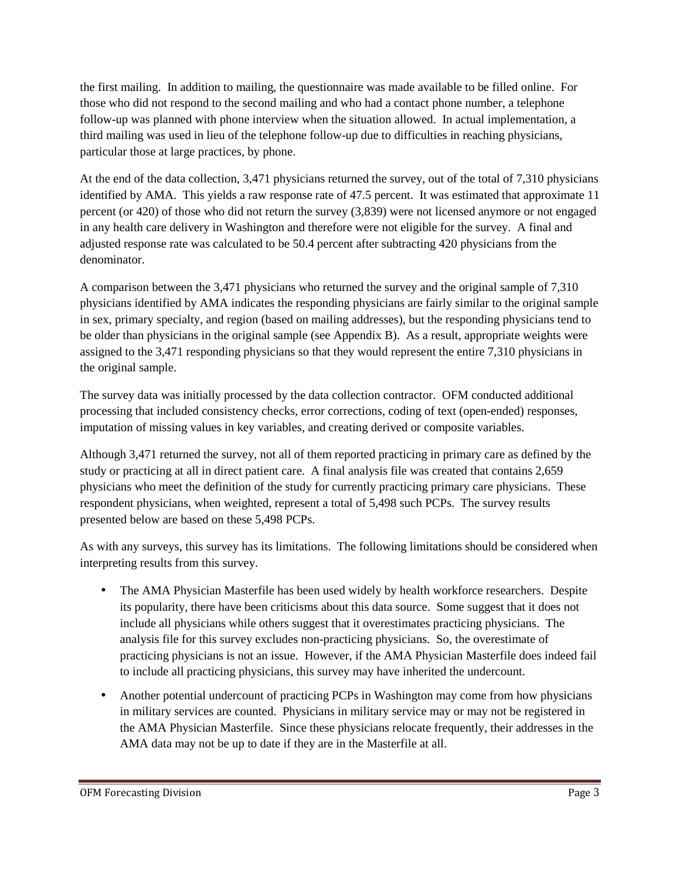the first mailing. In addition to mailing, the questionnaire was made available to be filled online. For those who did not respond to the second mailing and who had a contact phone number, a telephone follow-up was planned with phone interview when the situation allowed. In actual implementation, a third mailing was used in lieu of the telephone follow-up due to difficulties in reaching physicians, particular those at large practices, by phone.

At the end of the data collection, 3,471 physicians returned the survey, out of the total of 7,310 physicians identified by AMA. This yields a raw response rate of 47.5 percent. It was estimated that approximate 11 percent (or 420) of those who did not return the survey (3,839) were not licensed anymore or not engaged in any health care delivery in Washington and therefore were not eligible for the survey. A final and adjusted response rate was calculated to be 50.4 percent after subtracting 420 physicians from the denominator.

A comparison between the 3,471 physicians who returned the survey and the original sample of 7,310 physicians identified by AMA indicates the responding physicians are fairly similar to the original sample in sex, primary specialty, and region (based on mailing addresses), but the responding physicians tend to be older than physicians in the original sample (see Appendix B). As a result, appropriate weights were assigned to the 3,471 responding physicians so that they would represent the entire 7,310 physicians in the original sample.

The survey data was initially processed by the data collection contractor. OFM conducted additional processing that included consistency checks, error corrections, coding of text (open-ended) responses, imputation of missing values in key variables, and creating derived or composite variables.

Although 3,471 returned the survey, not all of them reported practicing in primary care as defined by the study or practicing at all in direct patient care. A final analysis file was created that contains 2,659 physicians who meet the definition of the study for currently practicing primary care physicians. These respondent physicians, when weighted, represent a total of 5,498 such PCPs. The survey results presented below are based on these 5,498 PCPs.

As with any surveys, this survey has its limitations. The following limitations should be considered when interpreting results from this survey.

- The AMA Physician Masterfile has been used widely by health workforce researchers. Despite its popularity, there have been criticisms about this data source. Some suggest that it does not include all physicians while others suggest that it overestimates practicing physicians. The analysis file for this survey excludes non-practicing physicians. So, the overestimate of practicing physicians is not an issue. However, if the AMA Physician Masterfile does indeed fail to include all practicing physicians, this survey may have inherited the undercount.
- Another potential undercount of practicing PCPs in Washington may come from how physicians in military services are counted. Physicians in military service may or may not be registered in the AMA Physician Masterfile. Since these physicians relocate frequently, their addresses in the AMA data may not be up to date if they are in the Masterfile at all.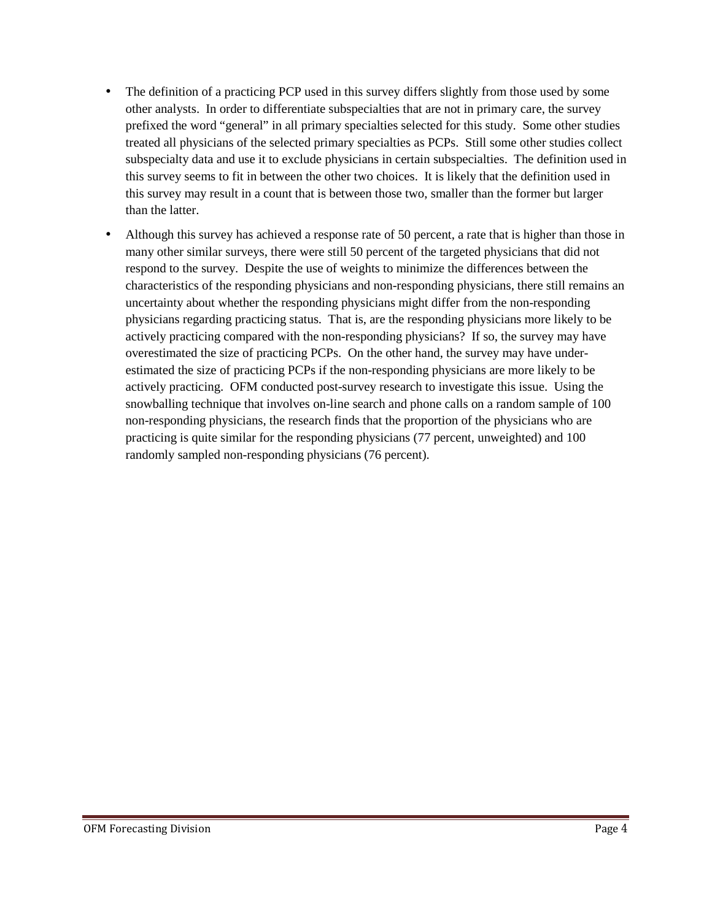- The definition of a practicing PCP used in this survey differs slightly from those used by some other analysts. In order to differentiate subspecialties that are not in primary care, the survey prefixed the word "general" in all primary specialties selected for this study. Some other studies treated all physicians of the selected primary specialties as PCPs. Still some other studies collect subspecialty data and use it to exclude physicians in certain subspecialties. The definition used in this survey seems to fit in between the other two choices. It is likely that the definition used in this survey may result in a count that is between those two, smaller than the former but larger than the latter.

- Although this survey has achieved a response rate of 50 percent, a rate that is higher than those in many other similar surveys, there were still 50 percent of the targeted physicians that did not respond to the survey. Despite the use of weights to minimize the differences between the characteristics of the responding physicians and non-responding physicians, there still remains an uncertainty about whether the responding physicians might differ from the non-responding physicians regarding practicing status. That is, are the responding physicians more likely to be actively practicing compared with the non-responding physicians? If so, the survey may have overestimated the size of practicing PCPs. On the other hand, the survey may have under-estimated the size of practicing PCPs if the non-responding physicians are more likely to be actively practicing. OFM conducted post-survey research to investigate this issue. Using the snowballing technique that involves on-line search and phone calls on a random sample of 100 non-responding physicians, the research finds that the proportion of the physicians who are practicing is quite similar for the responding physicians (77 percent, unweighted) and 100 randomly sampled non-responding physicians (76 percent).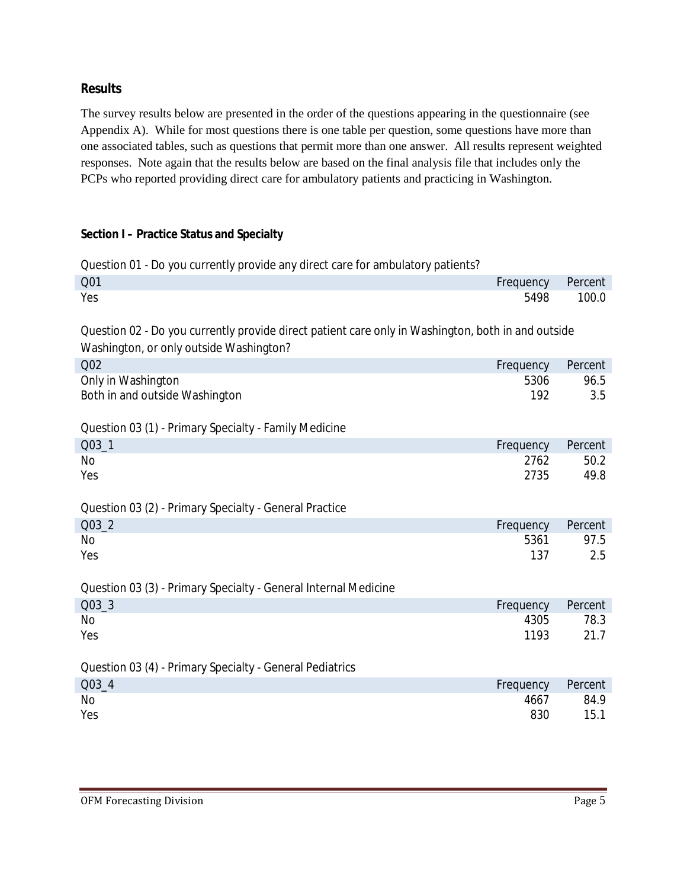## Results

The survey results below are presented in the order of the questions appearing in the questionnaire (see Appendix A). While for most questions there is one table per question, some questions have more than one associated tables, such as questions that permit more than one answer. All results represent weighted responses. Note again that the results below are based on the final analysis file that includes only the PCPs who reported providing direct care for ambulatory patients and practicing in Washington.

### Section I – Practice Status and Specialty

Question 01 - Do you currently provide any direct care for ambulatory patients?

| Q01 | Frequency | Percent |
|---|---|---|
| Yes | 5498 | 100.0 |

Question 02 - Do you currently provide direct patient care only in Washington, both in and outside Washington, or only outside Washington?

| Q02 | Frequency | Percent |
|---|---|---|
| Only in Washington | 5306 | 96.5 |
| Both in and outside Washington | 192 | 3.5 |

Question 03 (1) - Primary Specialty - Family Medicine

| Q03_1 | Frequency | Percent |
|---|---|---|
| No | 2762 | 50.2 |
| Yes | 2735 | 49.8 |

Question 03 (2) - Primary Specialty - General Practice

| Q03_2 | Frequency | Percent |
|---|---|---|
| No | 5361 | 97.5 |
| Yes | 137 | 2.5 |

Question 03 (3) - Primary Specialty - General Internal Medicine

| Q03_3 | Frequency | Percent |
|---|---|---|
| No | 4305 | 78.3 |
| Yes | 1193 | 21.7 |

Question 03 (4) - Primary Specialty - General Pediatrics

| Q03_4 | Frequency | Percent |
|---|---|---|
| No | 4667 | 84.9 |
| Yes | 830 | 15.1 |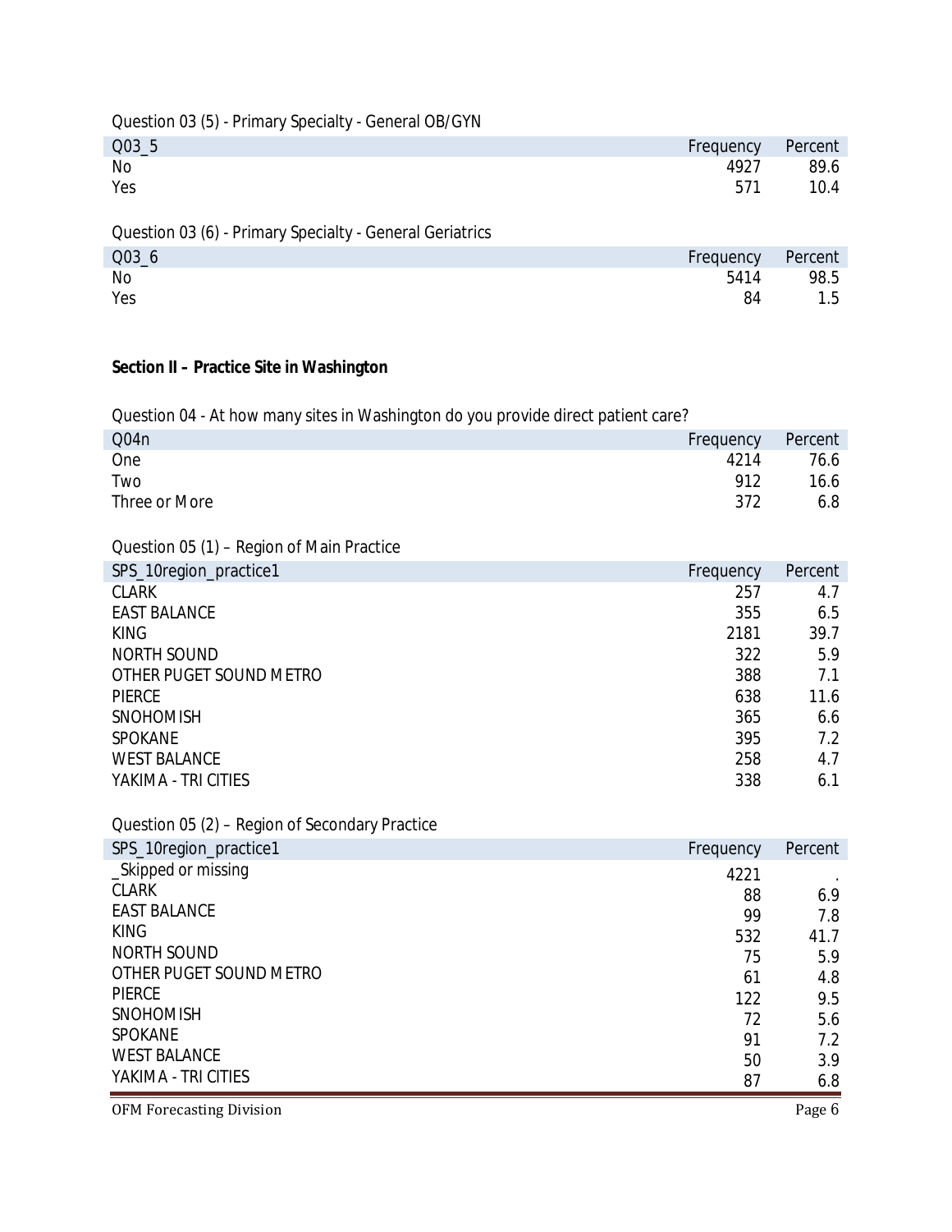Question 03 (5) - Primary Specialty - General OB/GYN

| Q03_5 | Frequency | Percent |
|---|---|---|
| No | 4927 | 89.6 |
| Yes | 571 | 10.4 |

Question 03 (6) - Primary Specialty - General Geriatrics

| Q03_6 | Frequency | Percent |
|---|---|---|
| No | 5414 | 98.5 |
| Yes | 84 | 1.5 |

## Section II – Practice Site in Washington

Question 04 - At how many sites in Washington do you provide direct patient care?

| Q04n | Frequency | Percent |
|---|---|---|
| One | 4214 | 76.6 |
| Two | 912 | 16.6 |
| Three or More | 372 | 6.8 |

Question 05 (1) – Region of Main Practice

| SPS_10region_practice1 | Frequency | Percent |
|---|---|---|
| CLARK | 257 | 4.7 |
| EAST BALANCE | 355 | 6.5 |
| KING | 2181 | 39.7 |
| NORTH SOUND | 322 | 5.9 |
| OTHER PUGET SOUND METRO | 388 | 7.1 |
| PIERCE | 638 | 11.6 |
| SNOHOMISH | 365 | 6.6 |
| SPOKANE | 395 | 7.2 |
| WEST BALANCE | 258 | 4.7 |
| YAKIMA - TRI CITIES | 338 | 6.1 |

Question 05 (2) – Region of Secondary Practice

| SPS_10region_practice1 | Frequency | Percent |
|---|---|---|
| _Skipped or missing | 4221 | . |
| CLARK | 88 | 6.9 |
| EAST BALANCE | 99 | 7.8 |
| KING | 532 | 41.7 |
| NORTH SOUND | 75 | 5.9 |
| OTHER PUGET SOUND METRO | 61 | 4.8 |
| PIERCE | 122 | 9.5 |
| SNOHOMISH | 72 | 5.6 |
| SPOKANE | 91 | 7.2 |
| WEST BALANCE | 50 | 3.9 |
| YAKIMA - TRI CITIES | 87 | 6.8 |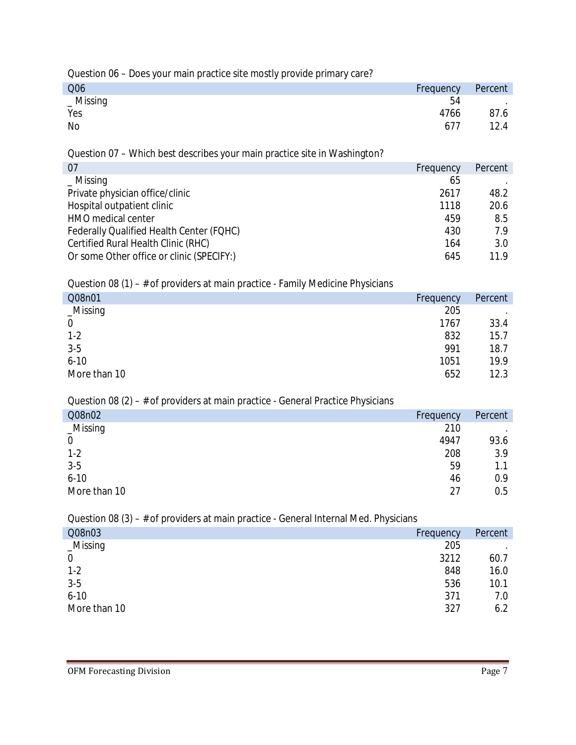Question 06 – Does your main practice site mostly provide primary care?

| Q06 | Frequency | Percent |
|---|---|---|
| _ Missing | 54 | . |
| Yes | 4766 | 87.6 |
| No | 677 | 12.4 |

Question 07 – Which best describes your main practice site in Washington?

| 07 | Frequency | Percent |
|---|---|---|
| _ Missing | 65 | . |
| Private physician office/clinic | 2617 | 48.2 |
| Hospital outpatient clinic | 1118 | 20.6 |
| HMO medical center | 459 | 8.5 |
| Federally Qualified Health Center (FQHC) | 430 | 7.9 |
| Certified Rural Health Clinic (RHC) | 164 | 3.0 |
| Or some Other office or clinic (SPECIFY:) | 645 | 11.9 |

Question 08 (1) – # of providers at main practice - Family Medicine Physicians

| Q08n01 | Frequency | Percent |
|---|---|---|
| _Missing | 205 | . |
| 0 | 1767 | 33.4 |
| 1-2 | 832 | 15.7 |
| 3-5 | 991 | 18.7 |
| 6-10 | 1051 | 19.9 |
| More than 10 | 652 | 12.3 |

Question 08 (2) – # of providers at main practice - General Practice Physicians

| Q08n02 | Frequency | Percent |
|---|---|---|
| _Missing | 210 | . |
| 0 | 4947 | 93.6 |
| 1-2 | 208 | 3.9 |
| 3-5 | 59 | 1.1 |
| 6-10 | 46 | 0.9 |
| More than 10 | 27 | 0.5 |

Question 08 (3) – # of providers at main practice - General Internal Med. Physicians

| Q08n03 | Frequency | Percent |
|---|---|---|
| _Missing | 205 | . |
| 0 | 3212 | 60.7 |
| 1-2 | 848 | 16.0 |
| 3-5 | 536 | 10.1 |
| 6-10 | 371 | 7.0 |
| More than 10 | 327 | 6.2 |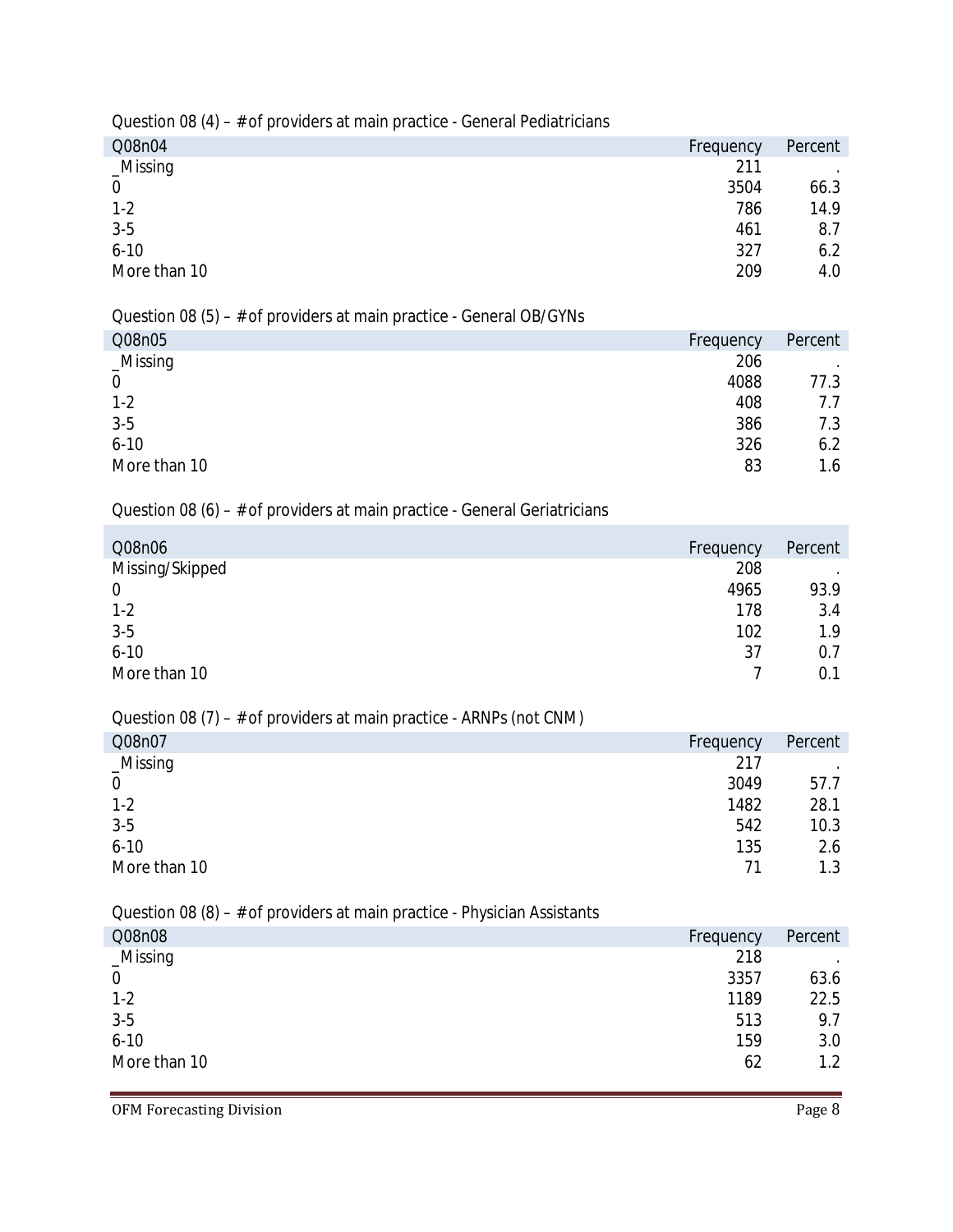Question 08 (4) – # of providers at main practice - General Pediatricians

| Q08n04 | Frequency | Percent |
|---|---|---|
| _Missing | 211 | . |
| 0 | 3504 | 66.3 |
| 1-2 | 786 | 14.9 |
| 3-5 | 461 | 8.7 |
| 6-10 | 327 | 6.2 |
| More than 10 | 209 | 4.0 |

Question 08 (5) – # of providers at main practice - General OB/GYNs

| Q08n05 | Frequency | Percent |
|---|---|---|
| _Missing | 206 | . |
| 0 | 4088 | 77.3 |
| 1-2 | 408 | 7.7 |
| 3-5 | 386 | 7.3 |
| 6-10 | 326 | 6.2 |
| More than 10 | 83 | 1.6 |

Question 08 (6) – # of providers at main practice - General Geriatricians

| Q08n06 | Frequency | Percent |
|---|---|---|
| Missing/Skipped | 208 | . |
| 0 | 4965 | 93.9 |
| 1-2 | 178 | 3.4 |
| 3-5 | 102 | 1.9 |
| 6-10 | 37 | 0.7 |
| More than 10 | 7 | 0.1 |

Question 08 (7) – # of providers at main practice - ARNPs (not CNM)

| Q08n07 | Frequency | Percent |
|---|---|---|
| _Missing | 217 | . |
| 0 | 3049 | 57.7 |
| 1-2 | 1482 | 28.1 |
| 3-5 | 542 | 10.3 |
| 6-10 | 135 | 2.6 |
| More than 10 | 71 | 1.3 |

Question 08 (8) – # of providers at main practice - Physician Assistants

| Q08n08 | Frequency | Percent |
|---|---|---|
| _Missing | 218 | . |
| 0 | 3357 | 63.6 |
| 1-2 | 1189 | 22.5 |
| 3-5 | 513 | 9.7 |
| 6-10 | 159 | 3.0 |
| More than 10 | 62 | 1.2 |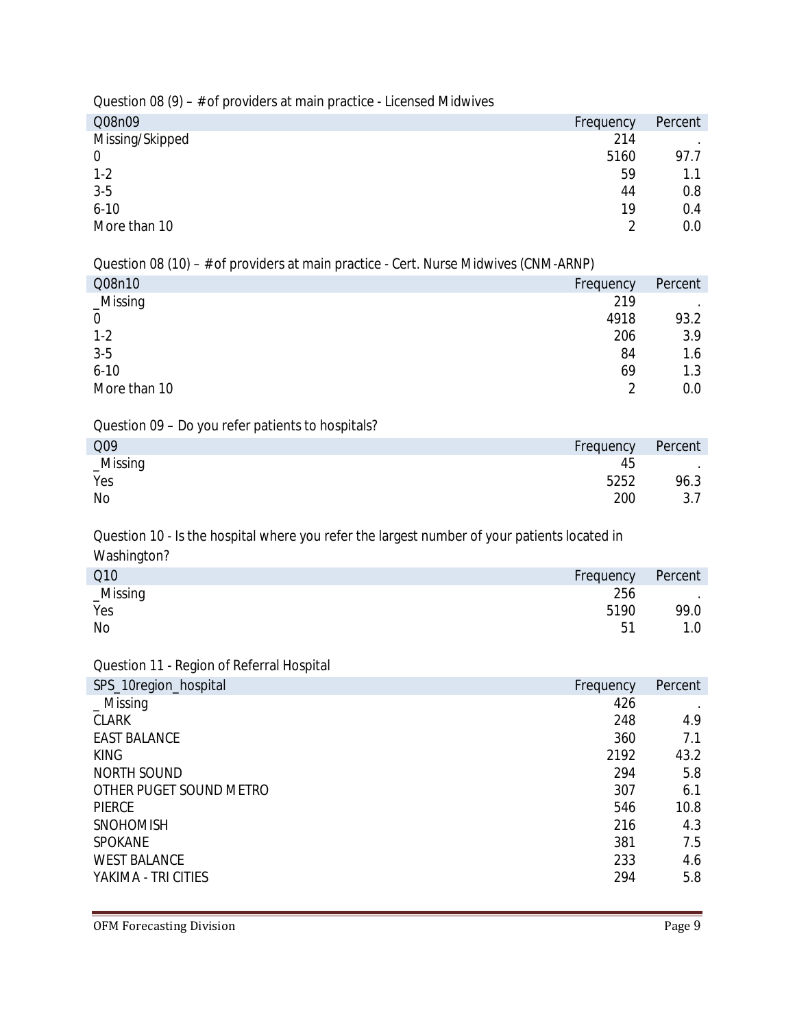Question 08 (9) – # of providers at main practice - Licensed Midwives

| Q08n09 | Frequency | Percent |
|---|---|---|
| Missing/Skipped | 214 | . |
| 0 | 5160 | 97.7 |
| 1-2 | 59 | 1.1 |
| 3-5 | 44 | 0.8 |
| 6-10 | 19 | 0.4 |
| More than 10 | 2 | 0.0 |

Question 08 (10) – # of providers at main practice - Cert. Nurse Midwives (CNM-ARNP)

| Q08n10 | Frequency | Percent |
|---|---|---|
| _Missing | 219 | . |
| 0 | 4918 | 93.2 |
| 1-2 | 206 | 3.9 |
| 3-5 | 84 | 1.6 |
| 6-10 | 69 | 1.3 |
| More than 10 | 2 | 0.0 |

Question 09 – Do you refer patients to hospitals?

| Q09 | Frequency | Percent |
|---|---|---|
| _Missing | 45 | . |
| Yes | 5252 | 96.3 |
| No | 200 | 3.7 |

Question 10 - Is the hospital where you refer the largest number of your patients located in Washington?

| Q10 | Frequency | Percent |
|---|---|---|
| _Missing | 256 | . |
| Yes | 5190 | 99.0 |
| No | 51 | 1.0 |

Question 11 - Region of Referral Hospital

| SPS_10region_hospital | Frequency | Percent |
|---|---|---|
| _ Missing | 426 | . |
| CLARK | 248 | 4.9 |
| EAST BALANCE | 360 | 7.1 |
| KING | 2192 | 43.2 |
| NORTH SOUND | 294 | 5.8 |
| OTHER PUGET SOUND METRO | 307 | 6.1 |
| PIERCE | 546 | 10.8 |
| SNOHOMISH | 216 | 4.3 |
| SPOKANE | 381 | 7.5 |
| WEST BALANCE | 233 | 4.6 |
| YAKIMA - TRI CITIES | 294 | 5.8 |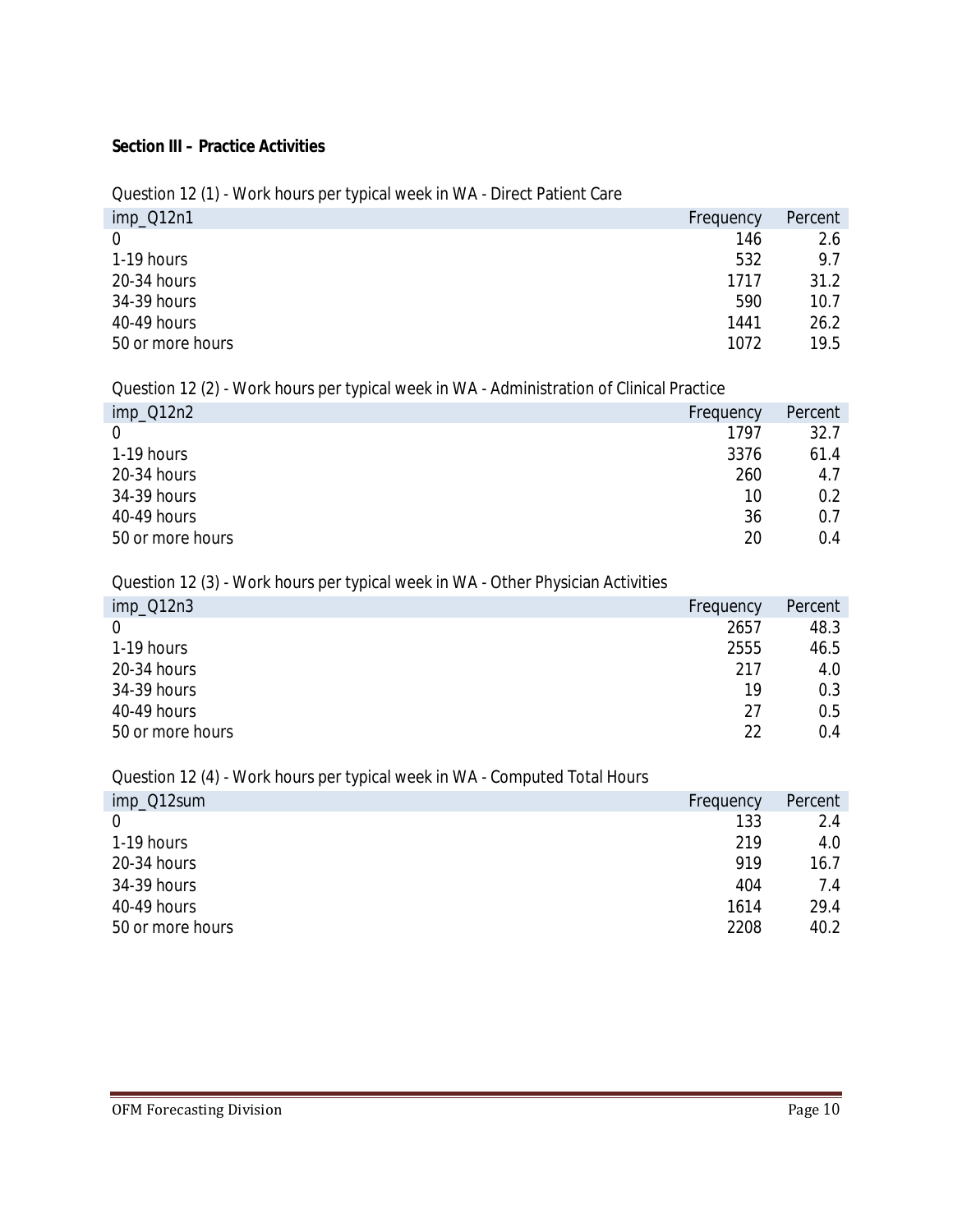**Section III – Practice Activities**

Question 12 (1) - Work hours per typical week in WA - Direct Patient Care

| imp_Q12n1 | Frequency | Percent |
|---|---|---|
| 0 | 146 | 2.6 |
| 1-19 hours | 532 | 9.7 |
| 20-34 hours | 1717 | 31.2 |
| 34-39 hours | 590 | 10.7 |
| 40-49 hours | 1441 | 26.2 |
| 50 or more hours | 1072 | 19.5 |

Question 12 (2) - Work hours per typical week in WA - Administration of Clinical Practice

| imp_Q12n2 | Frequency | Percent |
|---|---|---|
| 0 | 1797 | 32.7 |
| 1-19 hours | 3376 | 61.4 |
| 20-34 hours | 260 | 4.7 |
| 34-39 hours | 10 | 0.2 |
| 40-49 hours | 36 | 0.7 |
| 50 or more hours | 20 | 0.4 |

Question 12 (3) - Work hours per typical week in WA - Other Physician Activities

| imp_Q12n3 | Frequency | Percent |
|---|---|---|
| 0 | 2657 | 48.3 |
| 1-19 hours | 2555 | 46.5 |
| 20-34 hours | 217 | 4.0 |
| 34-39 hours | 19 | 0.3 |
| 40-49 hours | 27 | 0.5 |
| 50 or more hours | 22 | 0.4 |

Question 12 (4) - Work hours per typical week in WA - Computed Total Hours

| imp_Q12sum | Frequency | Percent |
|---|---|---|
| 0 | 133 | 2.4 |
| 1-19 hours | 219 | 4.0 |
| 20-34 hours | 919 | 16.7 |
| 34-39 hours | 404 | 7.4 |
| 40-49 hours | 1614 | 29.4 |
| 50 or more hours | 2208 | 40.2 |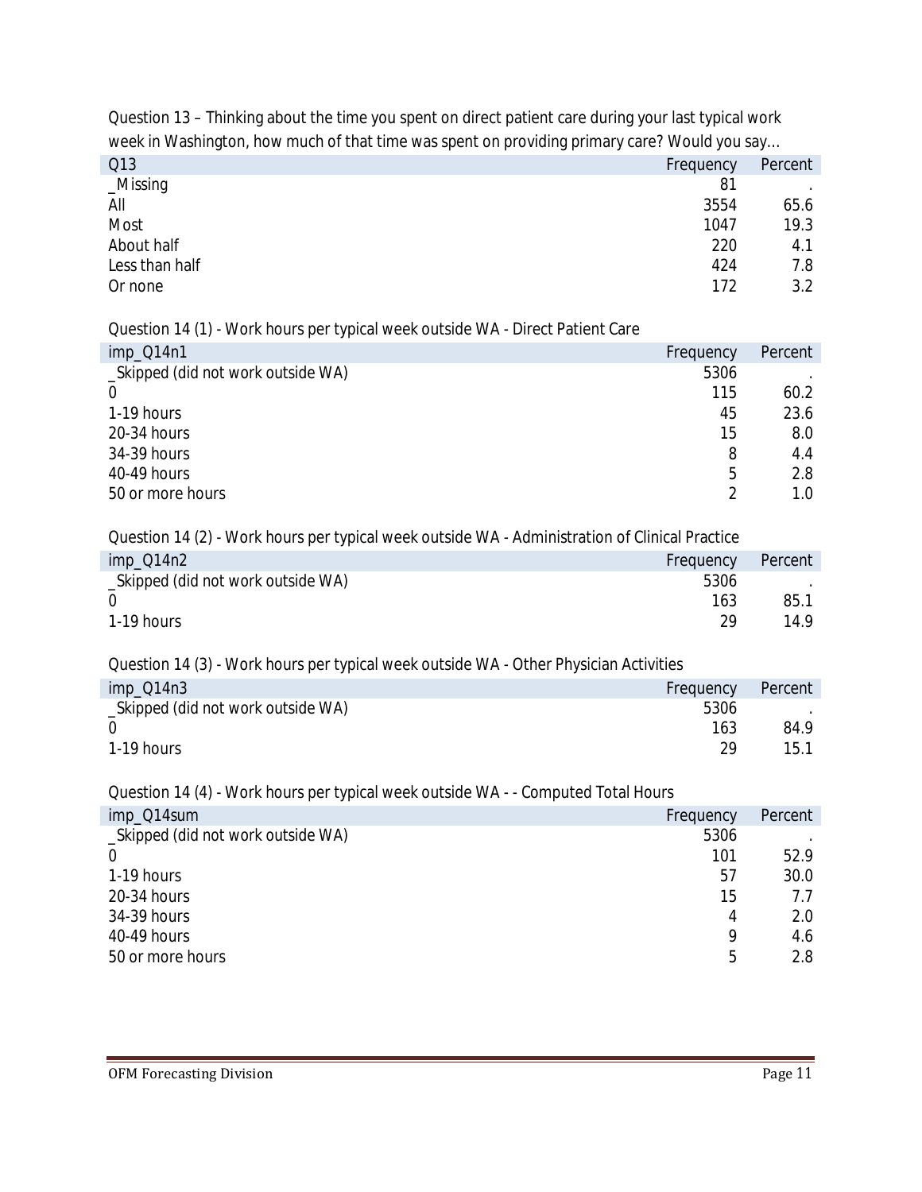Question 13 – Thinking about the time you spent on direct patient care during your last typical work week in Washington, how much of that time was spent on providing primary care? Would you say…

| Q13 | Frequency | Percent |
|---|---|---|
| _Missing | 81 | . |
| All | 3554 | 65.6 |
| Most | 1047 | 19.3 |
| About half | 220 | 4.1 |
| Less than half | 424 | 7.8 |
| Or none | 172 | 3.2 |

Question 14 (1) - Work hours per typical week outside WA - Direct Patient Care

| imp_Q14n1 | Frequency | Percent |
|---|---|---|
| _Skipped (did not work outside WA) | 5306 | . |
| 0 | 115 | 60.2 |
| 1-19 hours | 45 | 23.6 |
| 20-34 hours | 15 | 8.0 |
| 34-39 hours | 8 | 4.4 |
| 40-49 hours | 5 | 2.8 |
| 50 or more hours | 2 | 1.0 |

Question 14 (2) - Work hours per typical week outside WA - Administration of Clinical Practice

| imp_Q14n2 | Frequency | Percent |
|---|---|---|
| _Skipped (did not work outside WA) | 5306 | . |
| 0 | 163 | 85.1 |
| 1-19 hours | 29 | 14.9 |

Question 14 (3) - Work hours per typical week outside WA - Other Physician Activities

| imp_Q14n3 | Frequency | Percent |
|---|---|---|
| _Skipped (did not work outside WA) | 5306 | . |
| 0 | 163 | 84.9 |
| 1-19 hours | 29 | 15.1 |

Question 14 (4) - Work hours per typical week outside WA - - Computed Total Hours

| imp_Q14sum | Frequency | Percent |
|---|---|---|
| _Skipped (did not work outside WA) | 5306 | . |
| 0 | 101 | 52.9 |
| 1-19 hours | 57 | 30.0 |
| 20-34 hours | 15 | 7.7 |
| 34-39 hours | 4 | 2.0 |
| 40-49 hours | 9 | 4.6 |
| 50 or more hours | 5 | 2.8 |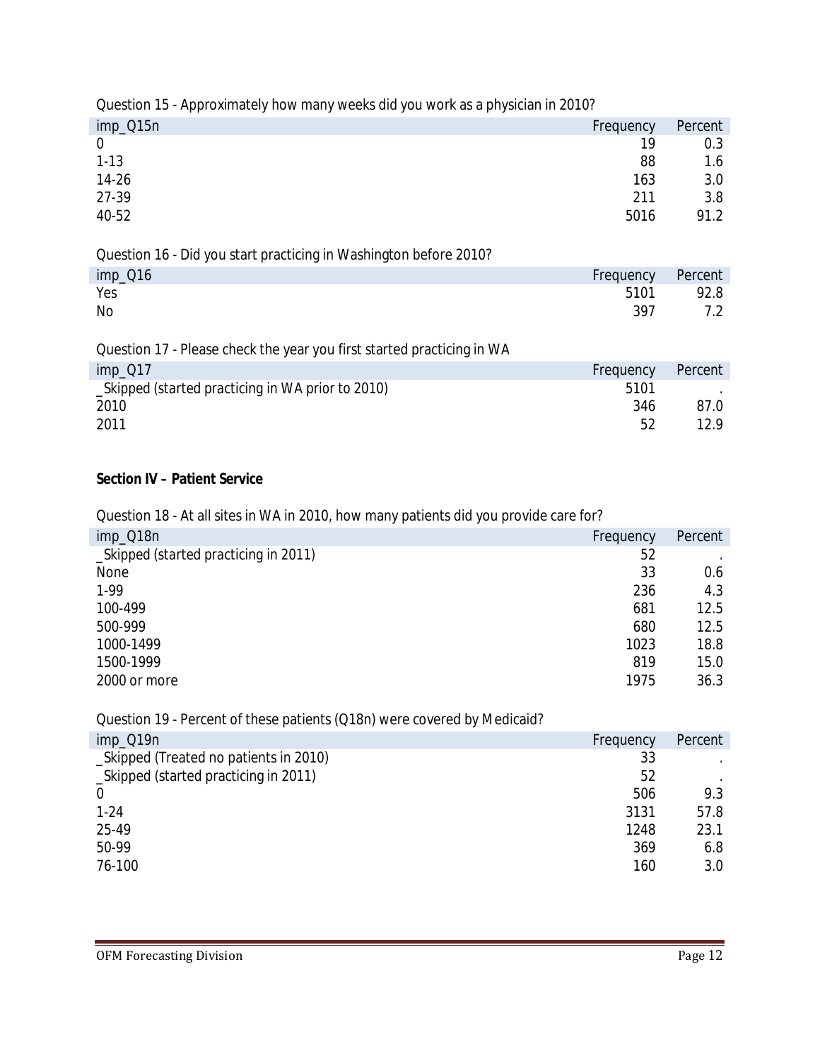Question 15 - Approximately how many weeks did you work as a physician in 2010?

| imp_Q15n | Frequency | Percent |
|---|---|---|
| 0 | 19 | 0.3 |
| 1-13 | 88 | 1.6 |
| 14-26 | 163 | 3.0 |
| 27-39 | 211 | 3.8 |
| 40-52 | 5016 | 91.2 |

Question 16 - Did you start practicing in Washington before 2010?

| imp_Q16 | Frequency | Percent |
|---|---|---|
| Yes | 5101 | 92.8 |
| No | 397 | 7.2 |

Question 17 - Please check the year you first started practicing in WA

| imp_Q17 | Frequency | Percent |
|---|---|---|
| _Skipped (started practicing in WA prior to 2010) | 5101 | . |
| 2010 | 346 | 87.0 |
| 2011 | 52 | 12.9 |

**Section IV – Patient Service**

Question 18 - At all sites in WA in 2010, how many patients did you provide care for?

| imp_Q18n | Frequency | Percent |
|---|---|---|
| _Skipped (started practicing in 2011) | 52 | . |
| None | 33 | 0.6 |
| 1-99 | 236 | 4.3 |
| 100-499 | 681 | 12.5 |
| 500-999 | 680 | 12.5 |
| 1000-1499 | 1023 | 18.8 |
| 1500-1999 | 819 | 15.0 |
| 2000 or more | 1975 | 36.3 |

Question 19 - Percent of these patients (Q18n) were covered by Medicaid?

| imp_Q19n | Frequency | Percent |
|---|---|---|
| _Skipped (Treated no patients in 2010) | 33 | . |
| _Skipped (started practicing in 2011) | 52 | . |
| 0 | 506 | 9.3 |
| 1-24 | 3131 | 57.8 |
| 25-49 | 1248 | 23.1 |
| 50-99 | 369 | 6.8 |
| 76-100 | 160 | 3.0 |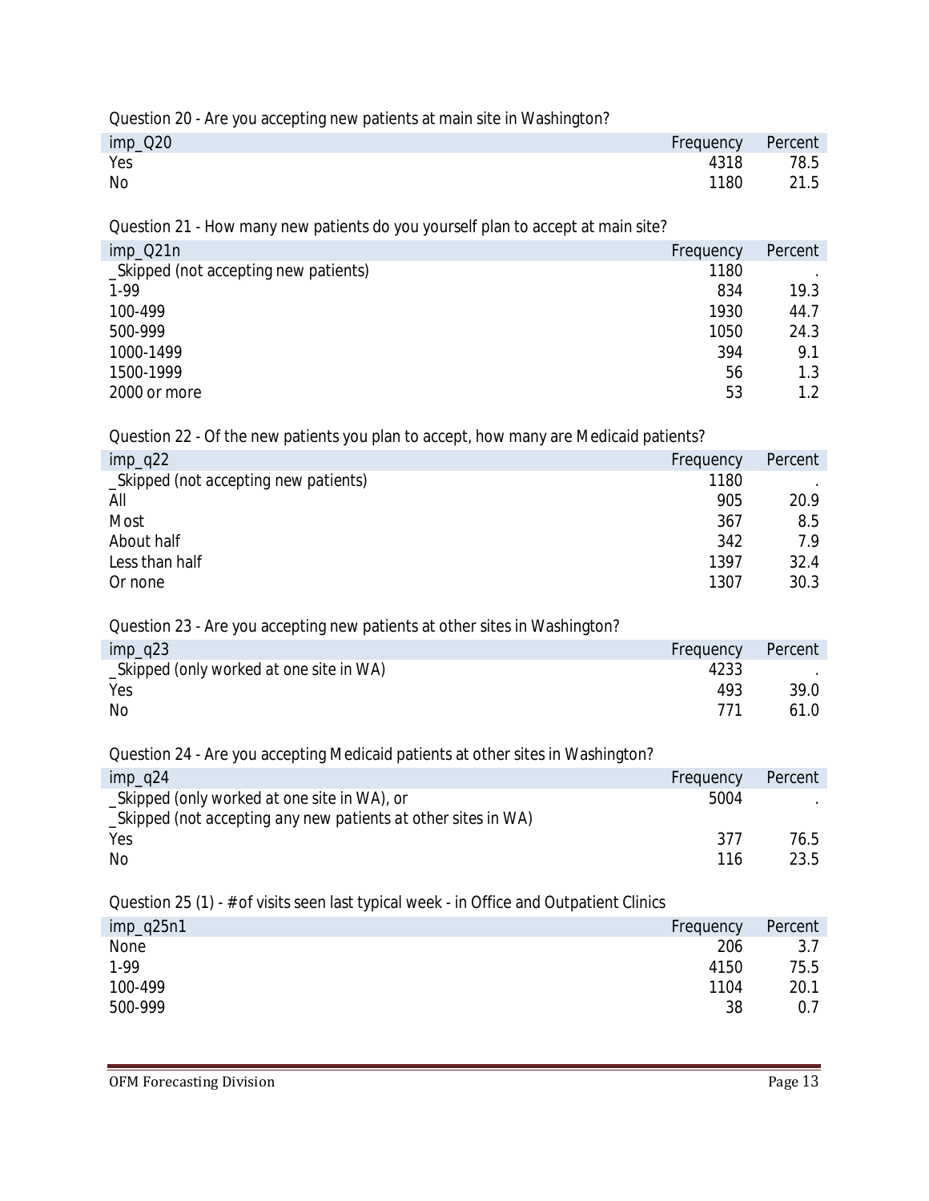Question 20 - Are you accepting new patients at main site in Washington?

| imp_Q20 | Frequency | Percent |
|---|---|---|
| Yes | 4318 | 78.5 |
| No | 1180 | 21.5 |

Question 21 - How many new patients do you yourself plan to accept at main site?

| imp_Q21n | Frequency | Percent |
|---|---|---|
| _Skipped (not accepting new patients) | 1180 | . |
| 1-99 | 834 | 19.3 |
| 100-499 | 1930 | 44.7 |
| 500-999 | 1050 | 24.3 |
| 1000-1499 | 394 | 9.1 |
| 1500-1999 | 56 | 1.3 |
| 2000 or more | 53 | 1.2 |

Question 22 - Of the new patients you plan to accept, how many are Medicaid patients?

| imp_q22 | Frequency | Percent |
|---|---|---|
| _Skipped (not accepting new patients) | 1180 | . |
| All | 905 | 20.9 |
| Most | 367 | 8.5 |
| About half | 342 | 7.9 |
| Less than half | 1397 | 32.4 |
| Or none | 1307 | 30.3 |

Question 23 - Are you accepting new patients at other sites in Washington?

| imp_q23 | Frequency | Percent |
|---|---|---|
| _Skipped (only worked at one site in WA) | 4233 | . |
| Yes | 493 | 39.0 |
| No | 771 | 61.0 |

Question 24 - Are you accepting Medicaid patients at other sites in Washington?

| imp_q24 | Frequency | Percent |
|---|---|---|
| _Skipped (only worked at one site in WA), or _Skipped (not accepting any new patients at other sites in WA) | 5004 | . |
| Yes | 377 | 76.5 |
| No | 116 | 23.5 |

Question 25 (1) - # of visits seen last typical week - in Office and Outpatient Clinics

| imp_q25n1 | Frequency | Percent |
|---|---|---|
| None | 206 | 3.7 |
| 1-99 | 4150 | 75.5 |
| 100-499 | 1104 | 20.1 |
| 500-999 | 38 | 0.7 |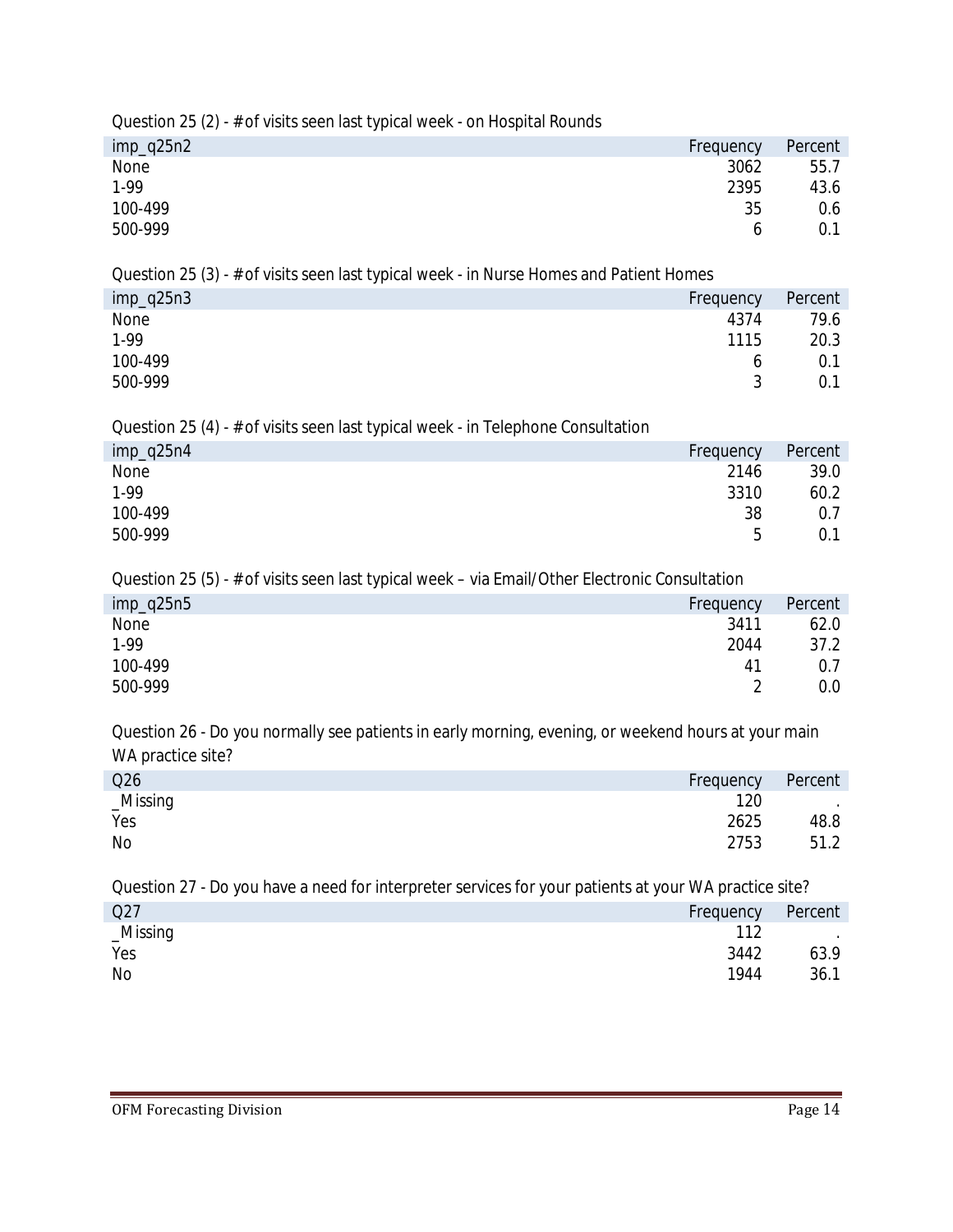Question 25 (2) - # of visits seen last typical week - on Hospital Rounds

| imp_q25n2 | Frequency | Percent |
|---|---|---|
| None | 3062 | 55.7 |
| 1-99 | 2395 | 43.6 |
| 100-499 | 35 | 0.6 |
| 500-999 | 6 | 0.1 |

Question 25 (3) - # of visits seen last typical week - in Nurse Homes and Patient Homes

| imp_q25n3 | Frequency | Percent |
|---|---|---|
| None | 4374 | 79.6 |
| 1-99 | 1115 | 20.3 |
| 100-499 | 6 | 0.1 |
| 500-999 | 3 | 0.1 |

Question 25 (4) - # of visits seen last typical week - in Telephone Consultation

| imp_q25n4 | Frequency | Percent |
|---|---|---|
| None | 2146 | 39.0 |
| 1-99 | 3310 | 60.2 |
| 100-499 | 38 | 0.7 |
| 500-999 | 5 | 0.1 |

Question 25 (5) - # of visits seen last typical week – via Email/Other Electronic Consultation

| imp_q25n5 | Frequency | Percent |
|---|---|---|
| None | 3411 | 62.0 |
| 1-99 | 2044 | 37.2 |
| 100-499 | 41 | 0.7 |
| 500-999 | 2 | 0.0 |

Question 26 - Do you normally see patients in early morning, evening, or weekend hours at your main WA practice site?

| Q26 | Frequency | Percent |
|---|---|---|
| _Missing | 120 | . |
| Yes | 2625 | 48.8 |
| No | 2753 | 51.2 |

Question 27 - Do you have a need for interpreter services for your patients at your WA practice site?

| Q27 | Frequency | Percent |
|---|---|---|
| _Missing | 112 | . |
| Yes | 3442 | 63.9 |
| No | 1944 | 36.1 |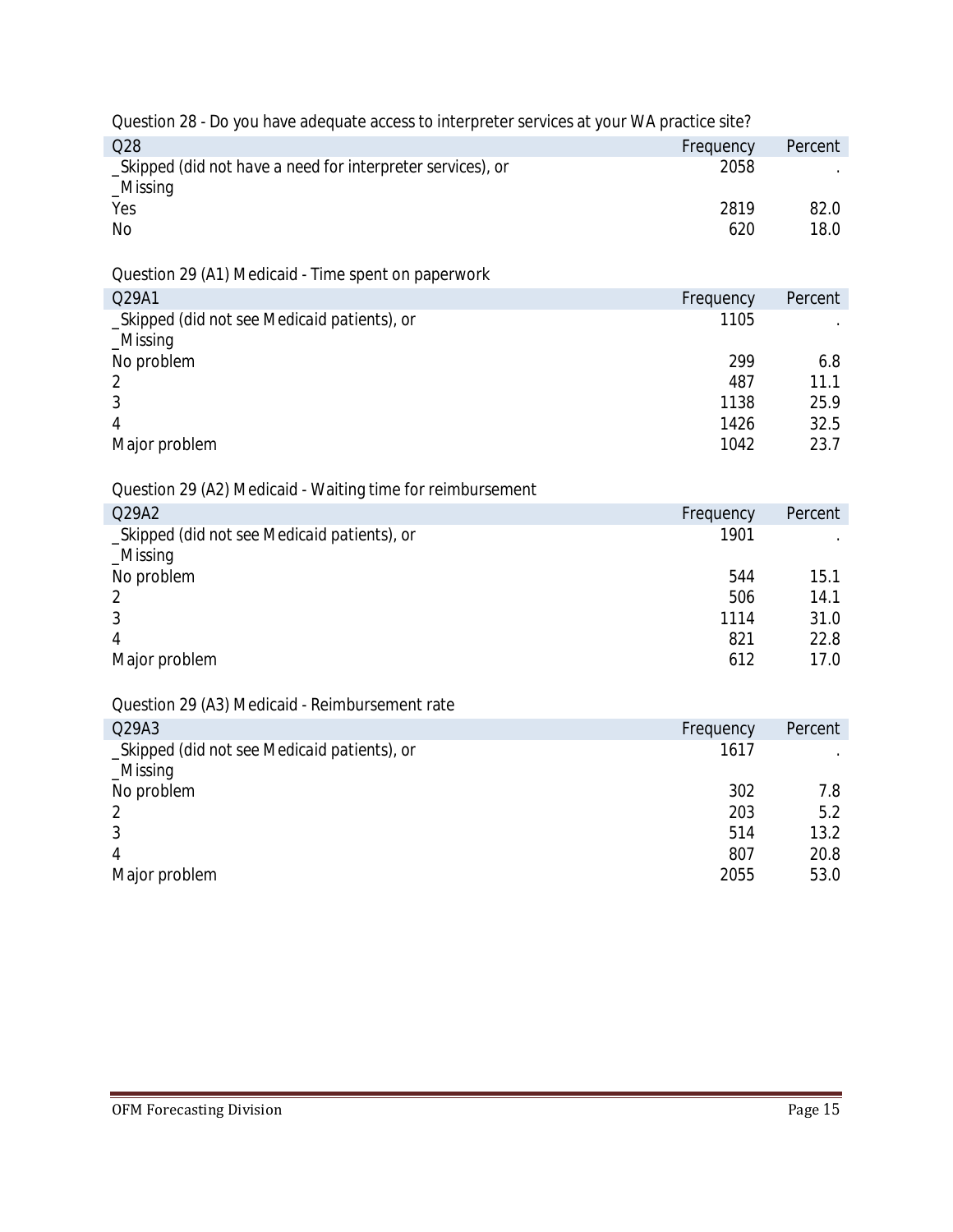Question 28 - Do you have adequate access to interpreter services at your WA practice site?

| Q28 | Frequency | Percent |
| --- | --- | --- |
| _Skipped (did not have a need for interpreter services), or _Missing | 2058 | . |
| Yes | 2819 | 82.0 |
| No | 620 | 18.0 |

Question 29 (A1) Medicaid - Time spent on paperwork

| Q29A1 | Frequency | Percent |
| --- | --- | --- |
| _Skipped (did not see Medicaid patients), or _Missing | 1105 | . |
| No problem | 299 | 6.8 |
| 2 | 487 | 11.1 |
| 3 | 1138 | 25.9 |
| 4 | 1426 | 32.5 |
| Major problem | 1042 | 23.7 |

Question 29 (A2) Medicaid - Waiting time for reimbursement

| Q29A2 | Frequency | Percent |
| --- | --- | --- |
| _Skipped (did not see Medicaid patients), or _Missing | 1901 | . |
| No problem | 544 | 15.1 |
| 2 | 506 | 14.1 |
| 3 | 1114 | 31.0 |
| 4 | 821 | 22.8 |
| Major problem | 612 | 17.0 |

Question 29 (A3) Medicaid - Reimbursement rate

| Q29A3 | Frequency | Percent |
| --- | --- | --- |
| _Skipped (did not see Medicaid patients), or _Missing | 1617 | . |
| No problem | 302 | 7.8 |
| 2 | 203 | 5.2 |
| 3 | 514 | 13.2 |
| 4 | 807 | 20.8 |
| Major problem | 2055 | 53.0 |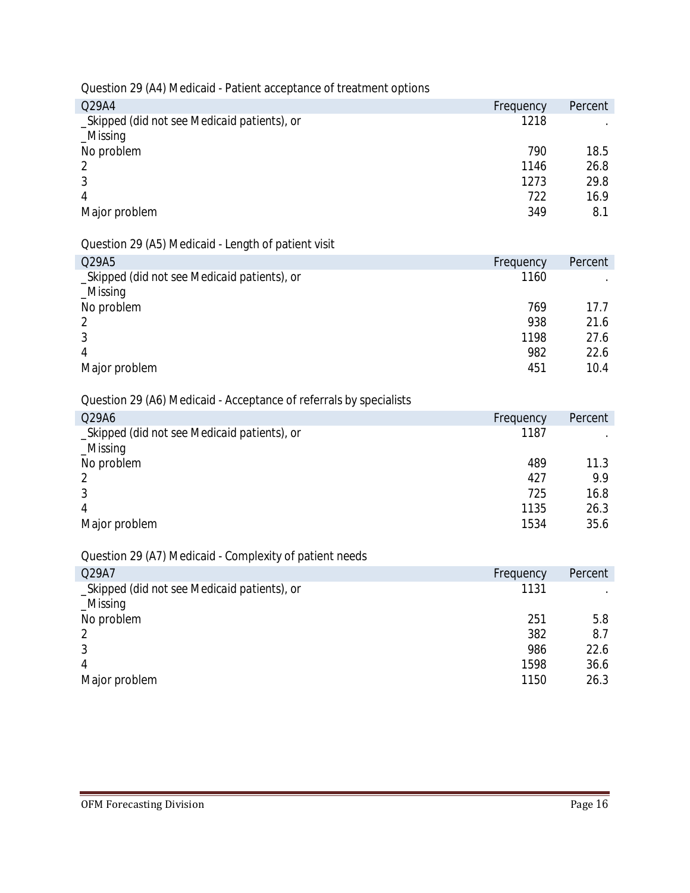Question 29 (A4) Medicaid - Patient acceptance of treatment options

| Q29A4 | Frequency | Percent |
|---|---|---|
| _Skipped (did not see Medicaid patients), or _Missing | 1218 | . |
| No problem | 790 | 18.5 |
| 2 | 1146 | 26.8 |
| 3 | 1273 | 29.8 |
| 4 | 722 | 16.9 |
| Major problem | 349 | 8.1 |

Question 29 (A5) Medicaid - Length of patient visit

| Q29A5 | Frequency | Percent |
|---|---|---|
| _Skipped (did not see Medicaid patients), or _Missing | 1160 | . |
| No problem | 769 | 17.7 |
| 2 | 938 | 21.6 |
| 3 | 1198 | 27.6 |
| 4 | 982 | 22.6 |
| Major problem | 451 | 10.4 |

Question 29 (A6) Medicaid - Acceptance of referrals by specialists

| Q29A6 | Frequency | Percent |
|---|---|---|
| _Skipped (did not see Medicaid patients), or _Missing | 1187 | . |
| No problem | 489 | 11.3 |
| 2 | 427 | 9.9 |
| 3 | 725 | 16.8 |
| 4 | 1135 | 26.3 |
| Major problem | 1534 | 35.6 |

Question 29 (A7) Medicaid - Complexity of patient needs

| Q29A7 | Frequency | Percent |
|---|---|---|
| _Skipped (did not see Medicaid patients), or _Missing | 1131 | . |
| No problem | 251 | 5.8 |
| 2 | 382 | 8.7 |
| 3 | 986 | 22.6 |
| 4 | 1598 | 36.6 |
| Major problem | 1150 | 26.3 |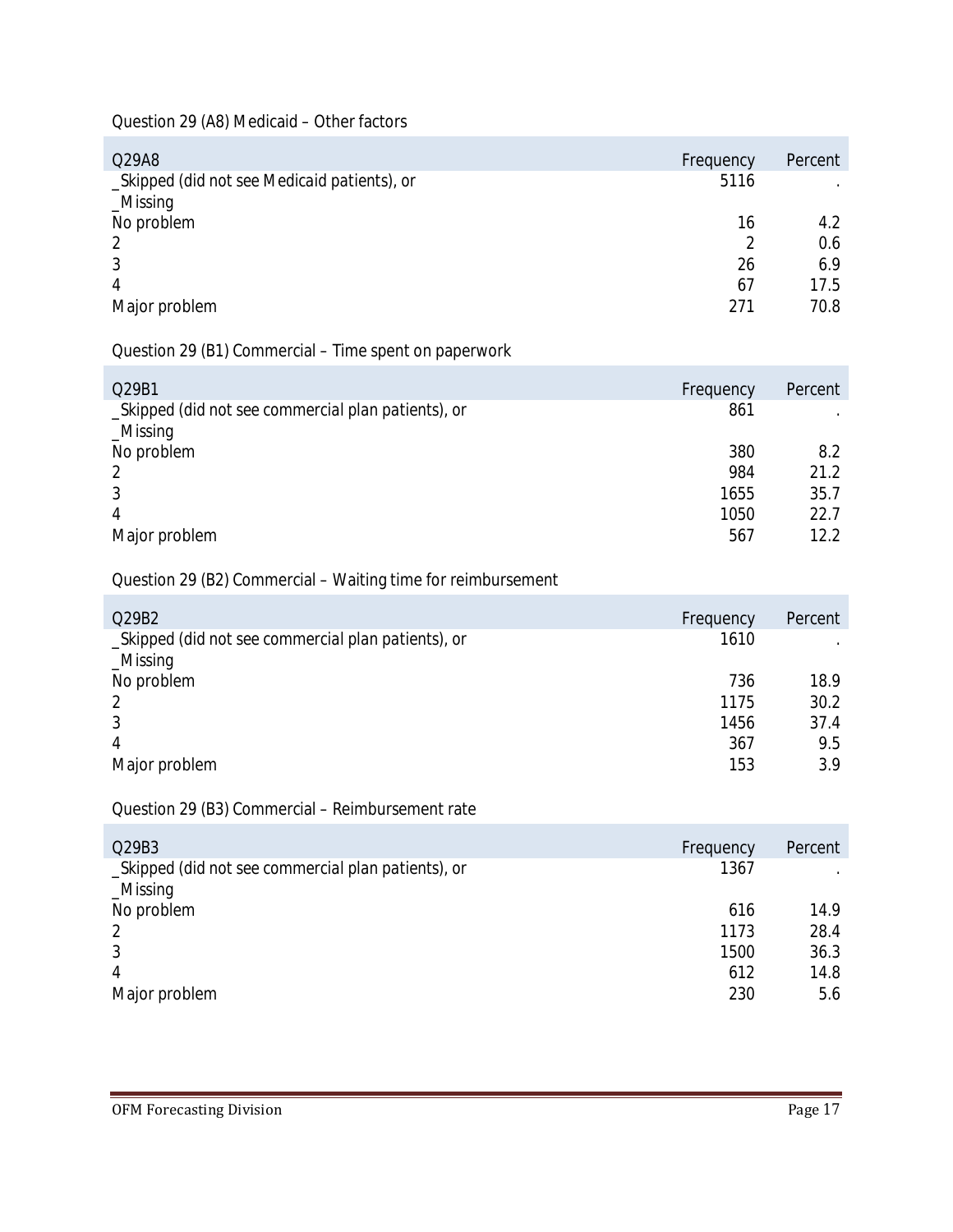Question 29 (A8) Medicaid – Other factors

| Q29A8 | Frequency | Percent |
|---|---|---|
| _Skipped (did not see Medicaid patients), or _Missing | 5116 | . |
| No problem | 16 | 4.2 |
| 2 | 2 | 0.6 |
| 3 | 26 | 6.9 |
| 4 | 67 | 17.5 |
| Major problem | 271 | 70.8 |

Question 29 (B1) Commercial – Time spent on paperwork

| Q29B1 | Frequency | Percent |
|---|---|---|
| _Skipped (did not see commercial plan patients), or _Missing | 861 | . |
| No problem | 380 | 8.2 |
| 2 | 984 | 21.2 |
| 3 | 1655 | 35.7 |
| 4 | 1050 | 22.7 |
| Major problem | 567 | 12.2 |

Question 29 (B2) Commercial – Waiting time for reimbursement

| Q29B2 | Frequency | Percent |
|---|---|---|
| _Skipped (did not see commercial plan patients), or _Missing | 1610 | . |
| No problem | 736 | 18.9 |
| 2 | 1175 | 30.2 |
| 3 | 1456 | 37.4 |
| 4 | 367 | 9.5 |
| Major problem | 153 | 3.9 |

Question 29 (B3) Commercial – Reimbursement rate

| Q29B3 | Frequency | Percent |
|---|---|---|
| _Skipped (did not see commercial plan patients), or _Missing | 1367 | . |
| No problem | 616 | 14.9 |
| 2 | 1173 | 28.4 |
| 3 | 1500 | 36.3 |
| 4 | 612 | 14.8 |
| Major problem | 230 | 5.6 |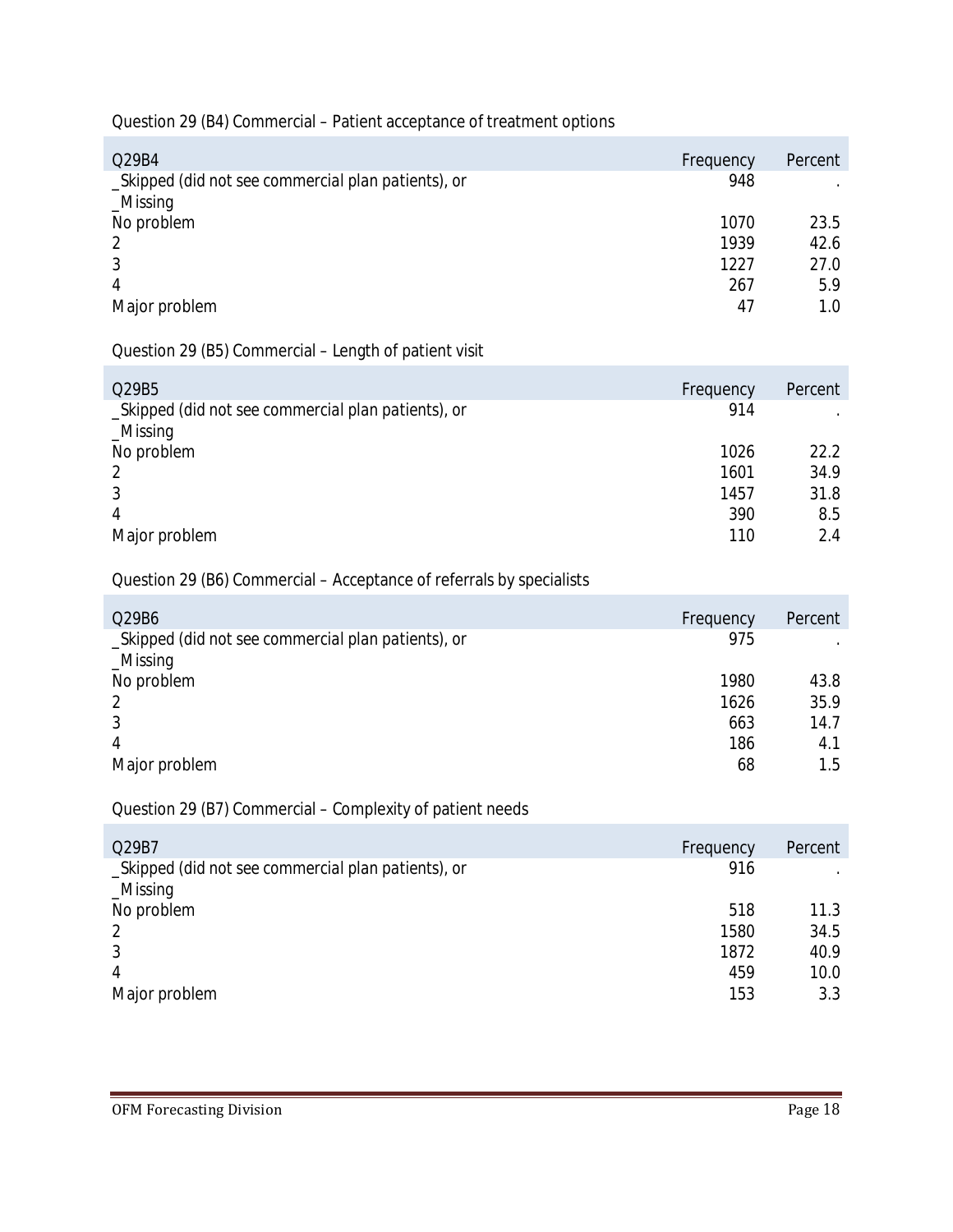Question 29 (B4) Commercial – Patient acceptance of treatment options

| Q29B4 | Frequency | Percent |
|---|---|---|
| _Skipped (did not see commercial plan patients), or _Missing | 948 | . |
| No problem | 1070 | 23.5 |
| 2 | 1939 | 42.6 |
| 3 | 1227 | 27.0 |
| 4 | 267 | 5.9 |
| Major problem | 47 | 1.0 |

Question 29 (B5) Commercial – Length of patient visit

| Q29B5 | Frequency | Percent |
|---|---|---|
| _Skipped (did not see commercial plan patients), or _Missing | 914 | . |
| No problem | 1026 | 22.2 |
| 2 | 1601 | 34.9 |
| 3 | 1457 | 31.8 |
| 4 | 390 | 8.5 |
| Major problem | 110 | 2.4 |

Question 29 (B6) Commercial – Acceptance of referrals by specialists

| Q29B6 | Frequency | Percent |
|---|---|---|
| _Skipped (did not see commercial plan patients), or _Missing | 975 | . |
| No problem | 1980 | 43.8 |
| 2 | 1626 | 35.9 |
| 3 | 663 | 14.7 |
| 4 | 186 | 4.1 |
| Major problem | 68 | 1.5 |

Question 29 (B7) Commercial – Complexity of patient needs

| Q29B7 | Frequency | Percent |
|---|---|---|
| _Skipped (did not see commercial plan patients), or _Missing | 916 | . |
| No problem | 518 | 11.3 |
| 2 | 1580 | 34.5 |
| 3 | 1872 | 40.9 |
| 4 | 459 | 10.0 |
| Major problem | 153 | 3.3 |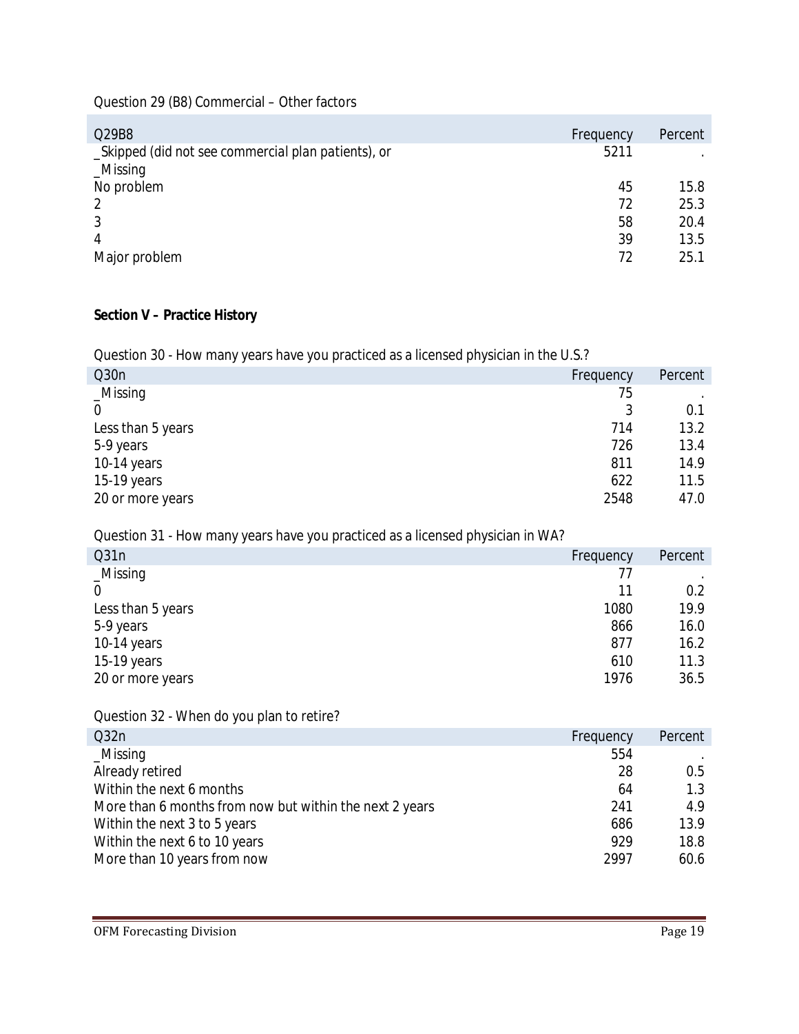Question 29 (B8) Commercial – Other factors

| Q29B8 | Frequency | Percent |
|---|---|---|
| _Skipped (did not see commercial plan patients), or _Missing | 5211 | . |
| No problem | 45 | 15.8 |
| 2 | 72 | 25.3 |
| 3 | 58 | 20.4 |
| 4 | 39 | 13.5 |
| Major problem | 72 | 25.1 |

**Section V – Practice History**

Question 30 - How many years have you practiced as a licensed physician in the U.S.?

| Q30n | Frequency | Percent |
|---|---|---|
| _Missing | 75 | . |
| 0 | 3 | 0.1 |
| Less than 5 years | 714 | 13.2 |
| 5-9 years | 726 | 13.4 |
| 10-14 years | 811 | 14.9 |
| 15-19 years | 622 | 11.5 |
| 20 or more years | 2548 | 47.0 |

Question 31 - How many years have you practiced as a licensed physician in WA?

| Q31n | Frequency | Percent |
|---|---|---|
| _Missing | 77 | . |
| 0 | 11 | 0.2 |
| Less than 5 years | 1080 | 19.9 |
| 5-9 years | 866 | 16.0 |
| 10-14 years | 877 | 16.2 |
| 15-19 years | 610 | 11.3 |
| 20 or more years | 1976 | 36.5 |

Question 32 - When do you plan to retire?

| Q32n | Frequency | Percent |
|---|---|---|
| _Missing | 554 | . |
| Already retired | 28 | 0.5 |
| Within the next 6 months | 64 | 1.3 |
| More than 6 months from now but within the next 2 years | 241 | 4.9 |
| Within the next 3 to 5 years | 686 | 13.9 |
| Within the next 6 to 10 years | 929 | 18.8 |
| More than 10 years from now | 2997 | 60.6 |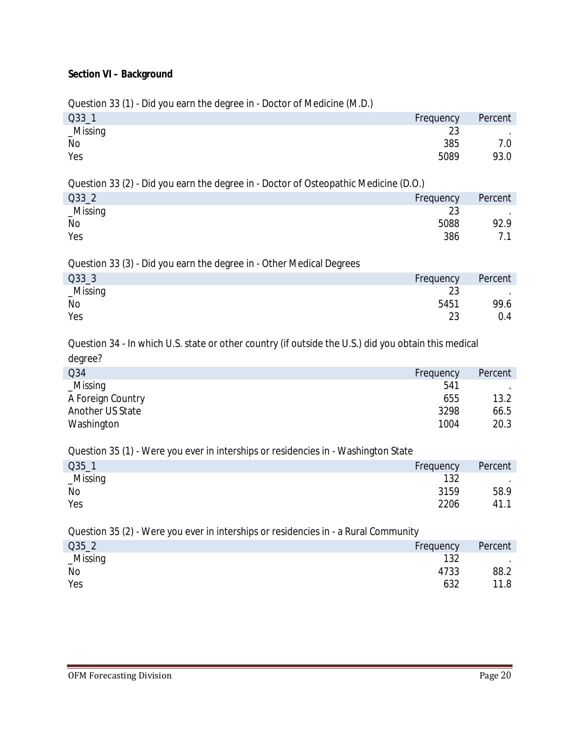**Section VI – Background**

Question 33 (1) - Did you earn the degree in - Doctor of Medicine (M.D.)

| Q33_1 | Frequency | Percent |
|---|---|---|
| _Missing | 23 | . |
| No | 385 | 7.0 |
| Yes | 5089 | 93.0 |

Question 33 (2) - Did you earn the degree in - Doctor of Osteopathic Medicine (D.O.)

| Q33_2 | Frequency | Percent |
|---|---|---|
| _Missing | 23 | . |
| No | 5088 | 92.9 |
| Yes | 386 | 7.1 |

Question 33 (3) - Did you earn the degree in - Other Medical Degrees

| Q33_3 | Frequency | Percent |
|---|---|---|
| _Missing | 23 | . |
| No | 5451 | 99.6 |
| Yes | 23 | 0.4 |

Question 34 - In which U.S. state or other country (if outside the U.S.) did you obtain this medical degree?

| Q34 | Frequency | Percent |
|---|---|---|
| _Missing | 541 | . |
| A Foreign Country | 655 | 13.2 |
| Another US State | 3298 | 66.5 |
| Washington | 1004 | 20.3 |

Question 35 (1) - Were you ever in interships or residencies in - Washington State

| Q35_1 | Frequency | Percent |
|---|---|---|
| _Missing | 132 | . |
| No | 3159 | 58.9 |
| Yes | 2206 | 41.1 |

Question 35 (2) - Were you ever in interships or residencies in - a Rural Community

| Q35_2 | Frequency | Percent |
|---|---|---|
| _Missing | 132 | . |
| No | 4733 | 88.2 |
| Yes | 632 | 11.8 |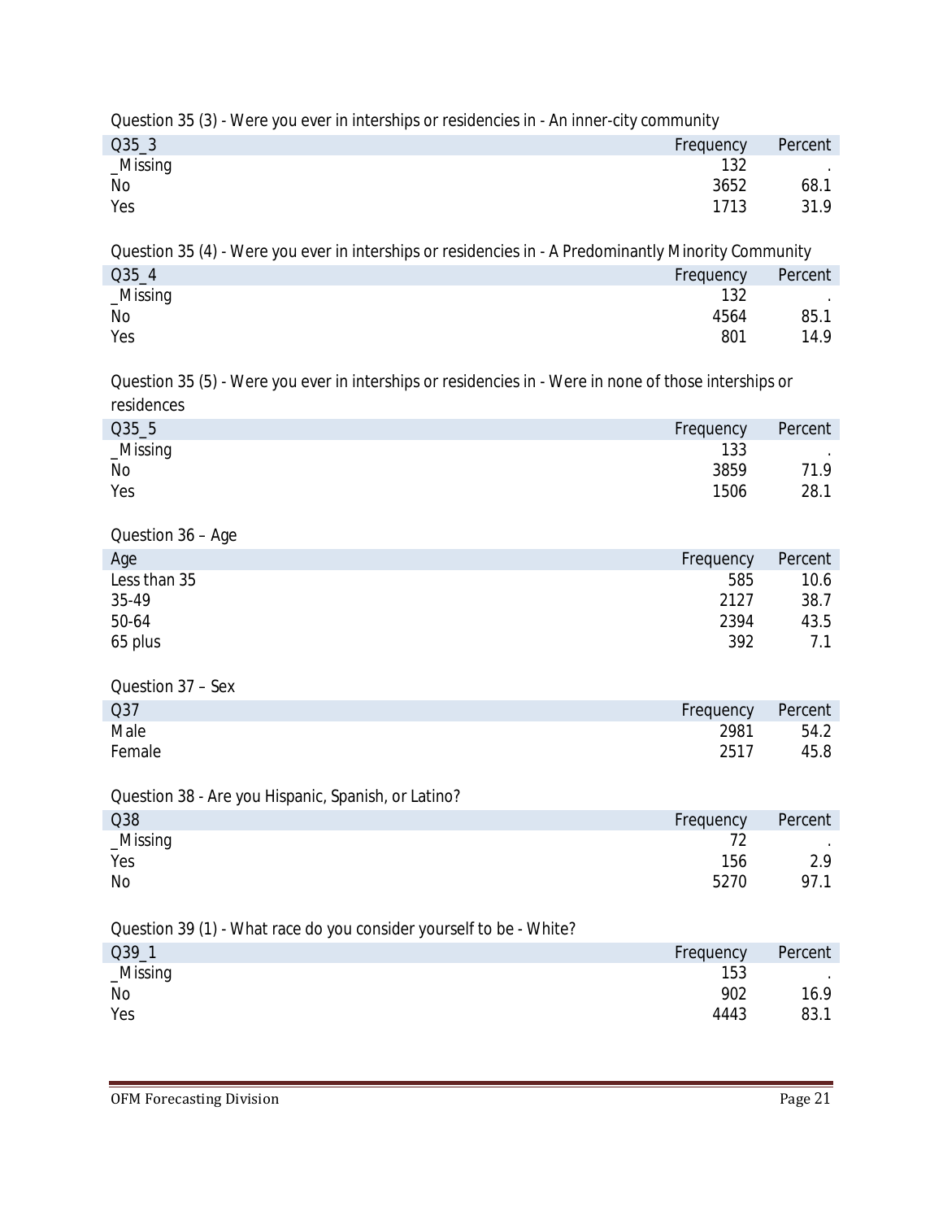Question 35 (3) - Were you ever in interships or residencies in - An inner-city community

| Q35_3 | Frequency | Percent |
|---|---|---|
| _Missing | 132 | . |
| No | 3652 | 68.1 |
| Yes | 1713 | 31.9 |

Question 35 (4) - Were you ever in interships or residencies in - A Predominantly Minority Community

| Q35_4 | Frequency | Percent |
|---|---|---|
| _Missing | 132 | . |
| No | 4564 | 85.1 |
| Yes | 801 | 14.9 |

Question 35 (5) - Were you ever in interships or residencies in - Were in none of those interships or residences

| Q35_5 | Frequency | Percent |
|---|---|---|
| _Missing | 133 | . |
| No | 3859 | 71.9 |
| Yes | 1506 | 28.1 |

Question 36 – Age

| Age | Frequency | Percent |
|---|---|---|
| Less than 35 | 585 | 10.6 |
| 35-49 | 2127 | 38.7 |
| 50-64 | 2394 | 43.5 |
| 65 plus | 392 | 7.1 |

Question 37 – Sex

| Q37 | Frequency | Percent |
|---|---|---|
| Male | 2981 | 54.2 |
| Female | 2517 | 45.8 |

Question 38 - Are you Hispanic, Spanish, or Latino?

| Q38 | Frequency | Percent |
|---|---|---|
| _Missing | 72 | . |
| Yes | 156 | 2.9 |
| No | 5270 | 97.1 |

Question 39 (1) - What race do you consider yourself to be - White?

| Q39_1 | Frequency | Percent |
|---|---|---|
| _Missing | 153 | . |
| No | 902 | 16.9 |
| Yes | 4443 | 83.1 |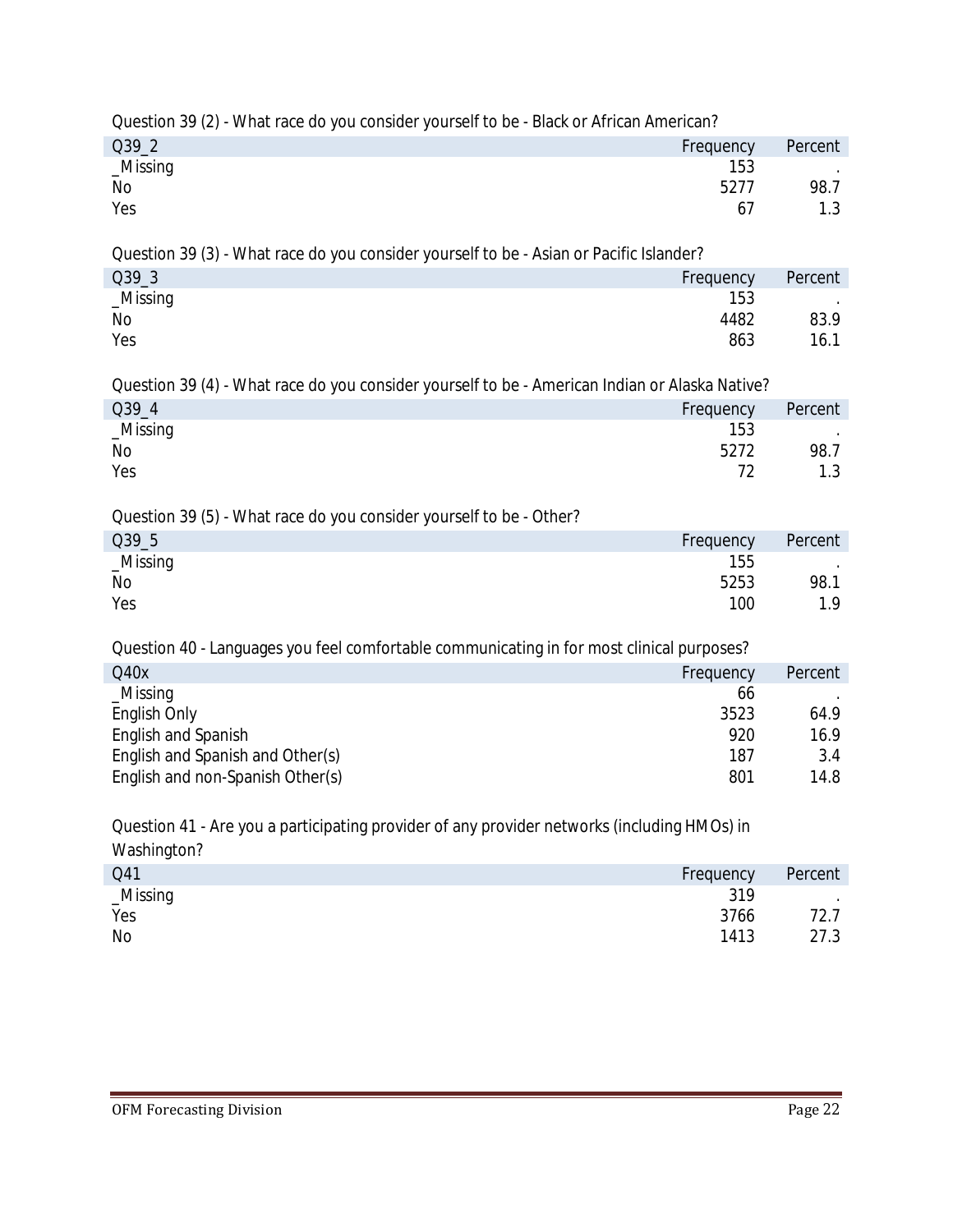Question 39 (2) - What race do you consider yourself to be - Black or African American?

| Q39_2 | Frequency | Percent |
| --- | --- | --- |
| _Missing | 153 | . |
| No | 5277 | 98.7 |
| Yes | 67 | 1.3 |

Question 39 (3) - What race do you consider yourself to be - Asian or Pacific Islander?

| Q39_3 | Frequency | Percent |
| --- | --- | --- |
| _Missing | 153 | . |
| No | 4482 | 83.9 |
| Yes | 863 | 16.1 |

Question 39 (4) - What race do you consider yourself to be - American Indian or Alaska Native?

| Q39_4 | Frequency | Percent |
| --- | --- | --- |
| _Missing | 153 | . |
| No | 5272 | 98.7 |
| Yes | 72 | 1.3 |

Question 39 (5) - What race do you consider yourself to be - Other?

| Q39_5 | Frequency | Percent |
| --- | --- | --- |
| _Missing | 155 | . |
| No | 5253 | 98.1 |
| Yes | 100 | 1.9 |

Question 40 - Languages you feel comfortable communicating in for most clinical purposes?

| Q40x | Frequency | Percent |
| --- | --- | --- |
| _Missing | 66 | . |
| English Only | 3523 | 64.9 |
| English and Spanish | 920 | 16.9 |
| English and Spanish and Other(s) | 187 | 3.4 |
| English and non-Spanish Other(s) | 801 | 14.8 |

Question 41 - Are you a participating provider of any provider networks (including HMOs) in Washington?

| Q41 | Frequency | Percent |
| --- | --- | --- |
| _Missing | 319 | . |
| Yes | 3766 | 72.7 |
| No | 1413 | 27.3 |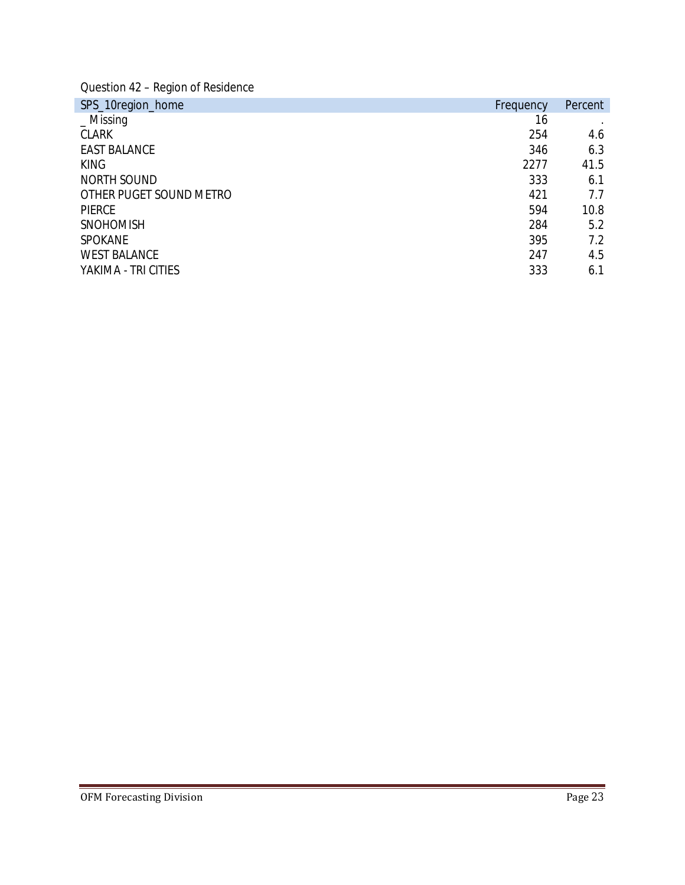Question 42 – Region of Residence

| SPS_10region_home | Frequency | Percent |
|---|---|---|
| _ Missing | 16 | . |
| CLARK | 254 | 4.6 |
| EAST BALANCE | 346 | 6.3 |
| KING | 2277 | 41.5 |
| NORTH SOUND | 333 | 6.1 |
| OTHER PUGET SOUND METRO | 421 | 7.7 |
| PIERCE | 594 | 10.8 |
| SNOHOMISH | 284 | 5.2 |
| SPOKANE | 395 | 7.2 |
| WEST BALANCE | 247 | 4.5 |
| YAKIMA - TRI CITIES | 333 | 6.1 |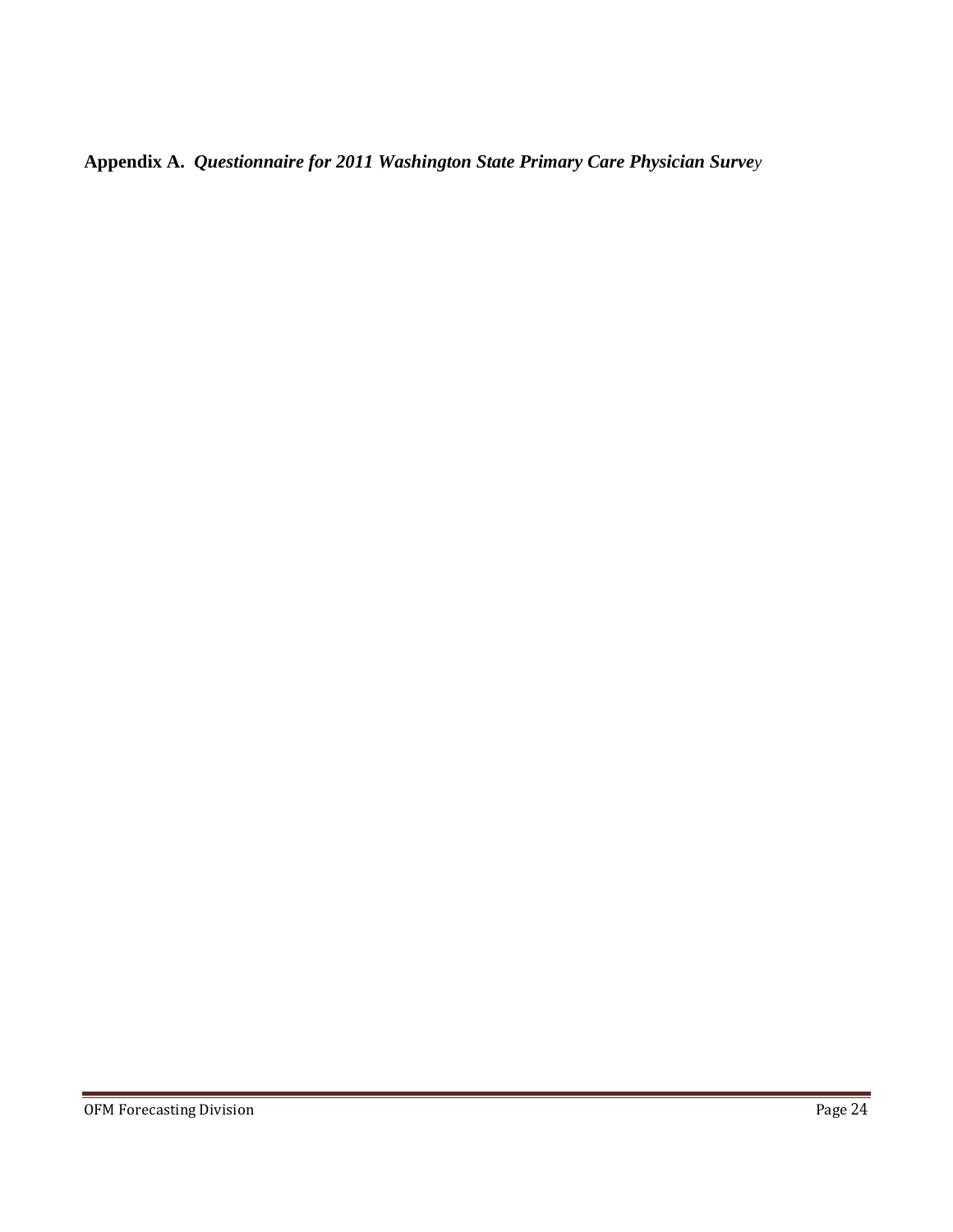**Appendix A.** ***Questionnaire for 2011 Washington State Primary Care Physician Survey***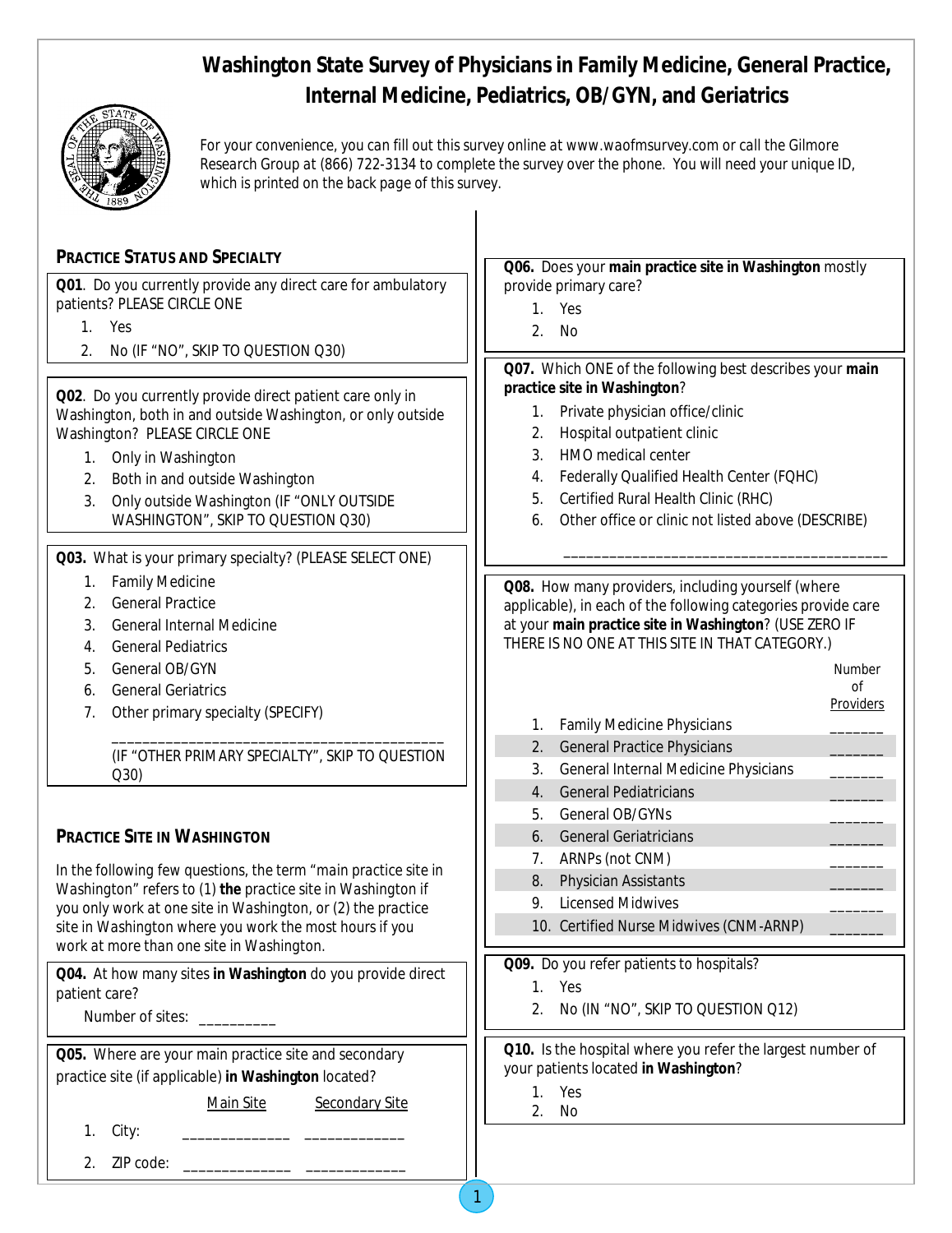# Washington State Survey of Physicians in Family Medicine, General Practice, Internal Medicine, Pediatrics, OB/GYN, and Geriatrics

For your convenience, you can fill out this survey online at www.waofmsurvey.com or call the Gilmore Research Group at (866) 722-3134 to complete the survey over the phone. You will need your unique ID, which is printed on the back page of this survey.

## PRACTICE STATUS AND SPECIALTY

**Q01**. Do you currently provide any direct care for ambulatory patients? PLEASE CIRCLE ONE

1. Yes
2. No (IF "NO", SKIP TO QUESTION Q30)

**Q02**. Do you currently provide direct patient care only in Washington, both in and outside Washington, or only outside Washington? PLEASE CIRCLE ONE

1. Only in Washington
2. Both in and outside Washington
3. Only outside Washington (IF "ONLY OUTSIDE WASHINGTON", SKIP TO QUESTION Q30)

**Q03.** What is your primary specialty? (PLEASE SELECT ONE)

1. Family Medicine
2. General Practice
3. General Internal Medicine
4. General Pediatrics
5. General OB/GYN
6. General Geriatrics
7. Other primary specialty (SPECIFY)

   ___________________________________________

   (IF "OTHER PRIMARY SPECIALTY", SKIP TO QUESTION Q30)

## PRACTICE SITE IN WASHINGTON

In the following few questions, the term "main practice site in Washington" refers to (1) **the** practice site in Washington if you only work at one site in Washington, or (2) the practice site in Washington where you work the most hours if you work at more than one site in Washington.

**Q04.** At how many sites **in Washington** do you provide direct patient care?

Number of sites: __________

**Q05.** Where are your main practice site and secondary practice site (if applicable) **in Washington** located?

| | Main Site | Secondary Site |
|---|---|---|
| 1. City: | ______________ | _____________ |
| 2. ZIP code: | ______________ | _____________ |

**Q06.** Does your **main practice site in Washington** mostly provide primary care?

1. Yes
2. No

**Q07.** Which ONE of the following best describes your **main practice site in Washington**?

1. Private physician office/clinic
2. Hospital outpatient clinic
3. HMO medical center
4. Federally Qualified Health Center (FQHC)
5. Certified Rural Health Clinic (RHC)
6. Other office or clinic not listed above (DESCRIBE)

   ___________________________________________

**Q08.** How many providers, including yourself (where applicable), in each of the following categories provide care at your **main practice site in Washington**? (USE ZERO IF THERE IS NO ONE AT THIS SITE IN THAT CATEGORY.)

| | Number of Providers |
|---|---|
| 1. Family Medicine Physicians | _______ |
| 2. General Practice Physicians | _______ |
| 3. General Internal Medicine Physicians | _______ |
| 4. General Pediatricians | _______ |
| 5. General OB/GYNs | _______ |
| 6. General Geriatricians | _______ |
| 7. ARNPs (not CNM) | _______ |
| 8. Physician Assistants | _______ |
| 9. Licensed Midwives | _______ |
| 10. Certified Nurse Midwives (CNM-ARNP) | _______ |

**Q09.** Do you refer patients to hospitals?

1. Yes
2. No (IN "NO", SKIP TO QUESTION Q12)

**Q10.** Is the hospital where you refer the largest number of your patients located **in Washington**?

1. Yes
2. No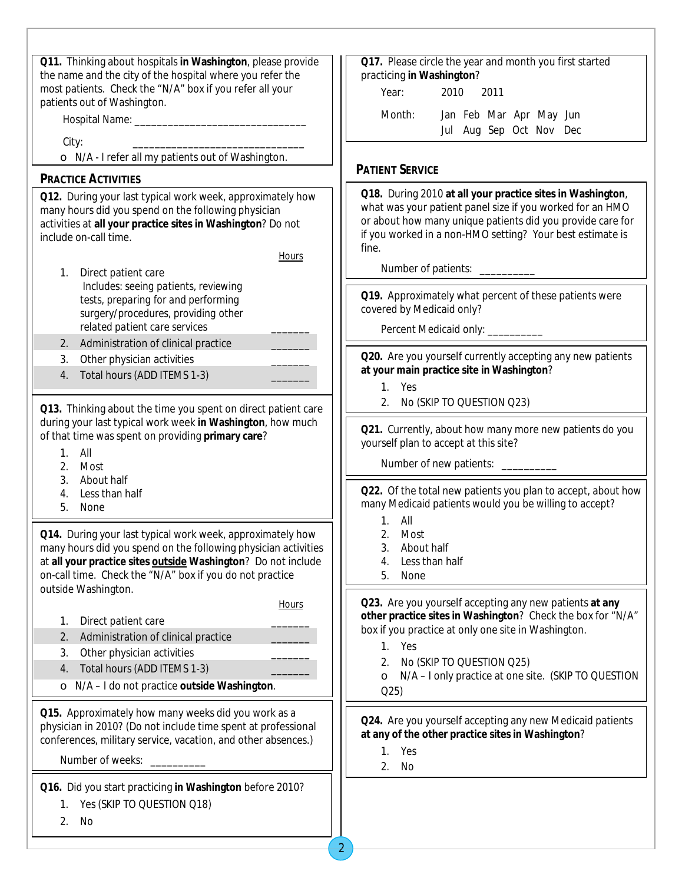**Q11.** Thinking about hospitals **in Washington**, please provide the name and the city of the hospital where you refer the most patients. Check the "N/A" box if you refer all your patients out of Washington.

Hospital Name: ______________________________

City: ______________________________

- o N/A - I refer all my patients out of Washington.

## PRACTICE ACTIVITIES

**Q12.** During your last typical work week, approximately how many hours did you spend on the following physician activities at **all your practice sites in Washington**? Do not include on-call time.

| | | Hours |
|---|---|---|
| 1. | Direct patient care<br>Includes: seeing patients, reviewing tests, preparing for and performing surgery/procedures, providing other related patient care services | _______ |
| 2. | Administration of clinical practice | _______ |
| 3. | Other physician activities | _______ |
| 4. | Total hours (ADD ITEMS 1-3) | _______ |

**Q13.** Thinking about the time you spent on direct patient care during your last typical work week **in Washington**, how much of that time was spent on providing **primary care**?

1. All
2. Most
3. About half
4. Less than half
5. None

**Q14.** During your last typical work week, approximately how many hours did you spend on the following physician activities at **all your practice sites outside Washington**? Do not include on-call time. Check the "N/A" box if you do not practice outside Washington.

| | | Hours |
|---|---|---|
| 1. | Direct patient care | _______ |
| 2. | Administration of clinical practice | _______ |
| 3. | Other physician activities | _______ |
| 4. | Total hours (ADD ITEMS 1-3) | _______ |

- o N/A – I do not practice **outside Washington**.

**Q15.** Approximately how many weeks did you work as a physician in 2010? (Do not include time spent at professional conferences, military service, vacation, and other absences.)

Number of weeks: __________

**Q16.** Did you start practicing **in Washington** before 2010?

1. Yes (SKIP TO QUESTION Q18)
2. No

**Q17.** Please circle the year and month you first started practicing **in Washington**?

Year: 2010 2011

Month: Jan Feb Mar Apr May Jun Jul Aug Sep Oct Nov Dec

## PATIENT SERVICE

**Q18.** During 2010 **at all your practice sites in Washington**, what was your patient panel size if you worked for an HMO or about how many unique patients did you provide care for if you worked in a non-HMO setting? Your best estimate is fine.

Number of patients: __________

**Q19.** Approximately what percent of these patients were covered by Medicaid only?

Percent Medicaid only: __________

**Q20.** Are you yourself currently accepting any new patients **at your main practice site in Washington**?

1. Yes
2. No (SKIP TO QUESTION Q23)

**Q21.** Currently, about how many more new patients do you yourself plan to accept at this site?

Number of new patients: __________

**Q22.** Of the total new patients you plan to accept, about how many Medicaid patients would you be willing to accept?

1. All
2. Most
3. About half
4. Less than half
5. None

**Q23.** Are you yourself accepting any new patients **at any other practice sites in Washington**? Check the box for "N/A" box if you practice at only one site in Washington.

1. Yes
2. No (SKIP TO QUESTION Q25)

- o N/A – I only practice at one site. (SKIP TO QUESTION Q25)

**Q24.** Are you yourself accepting any new Medicaid patients **at any of the other practice sites in Washington**?

1. Yes
2. No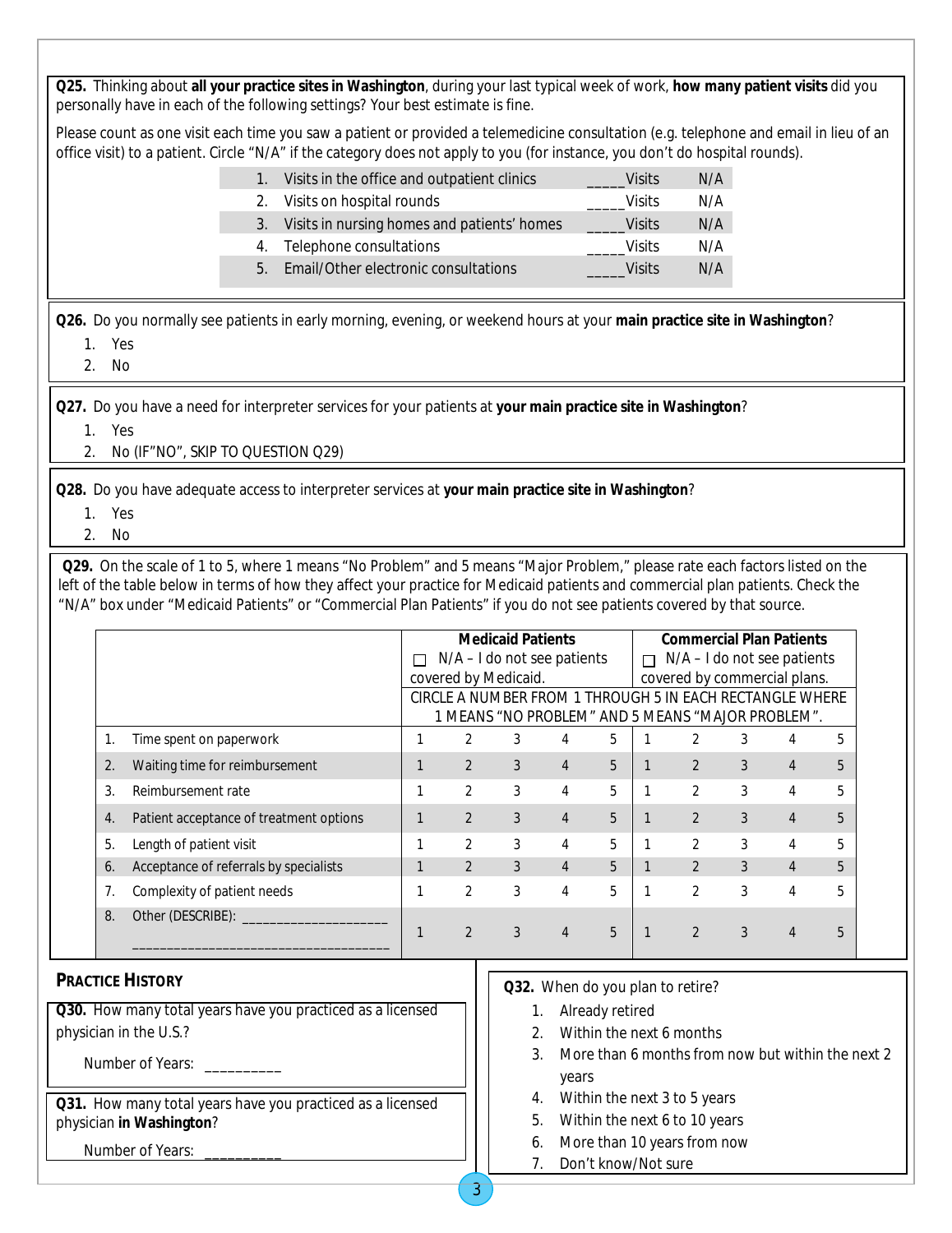**Q25.** Thinking about **all your practice sites in Washington**, during your last typical week of work, **how many patient visits** did you personally have in each of the following settings? Your best estimate is fine.

Please count as one visit each time you saw a patient or provided a telemedicine consultation (e.g. telephone and email in lieu of an office visit) to a patient. Circle "N/A" if the category does not apply to you (for instance, you don't do hospital rounds).

| | | | |
|---|---|---|---|
| 1. | Visits in the office and outpatient clinics | _____Visits | N/A |
| 2. | Visits on hospital rounds | _____Visits | N/A |
| 3. | Visits in nursing homes and patients' homes | _____Visits | N/A |
| 4. | Telephone consultations | _____Visits | N/A |
| 5. | Email/Other electronic consultations | _____Visits | N/A |

**Q26.** Do you normally see patients in early morning, evening, or weekend hours at your **main practice site in Washington**?

1. Yes
2. No

**Q27.** Do you have a need for interpreter services for your patients at **your main practice site in Washington**?

1. Yes
2. No (IF"NO", SKIP TO QUESTION Q29)

**Q28.** Do you have adequate access to interpreter services at **your main practice site in Washington**?

1. Yes
2. No

**Q29.** On the scale of 1 to 5, where 1 means "No Problem" and 5 means "Major Problem," please rate each factors listed on the left of the table below in terms of how they affect your practice for Medicaid patients and commercial plan patients. Check the "N/A" box under "Medicaid Patients" or "Commercial Plan Patients" if you do not see patients covered by that source.

| | **Medicaid Patients** ☐ N/A – I do not see patients covered by Medicaid. | | | | | **Commercial Plan Patients** ☐ N/A – I do not see patients covered by commercial plans. | | | | |
|---|---|---|---|---|---|---|---|---|---|---|
| | CIRCLE A NUMBER FROM 1 THROUGH 5 IN EACH RECTANGLE WHERE 1 MEANS "NO PROBLEM" AND 5 MEANS "MAJOR PROBLEM". | | | | | | | | | |
| 1. Time spent on paperwork | 1 | 2 | 3 | 4 | 5 | 1 | 2 | 3 | 4 | 5 |
| 2. Waiting time for reimbursement | 1 | 2 | 3 | 4 | 5 | 1 | 2 | 3 | 4 | 5 |
| 3. Reimbursement rate | 1 | 2 | 3 | 4 | 5 | 1 | 2 | 3 | 4 | 5 |
| 4. Patient acceptance of treatment options | 1 | 2 | 3 | 4 | 5 | 1 | 2 | 3 | 4 | 5 |
| 5. Length of patient visit | 1 | 2 | 3 | 4 | 5 | 1 | 2 | 3 | 4 | 5 |
| 6. Acceptance of referrals by specialists | 1 | 2 | 3 | 4 | 5 | 1 | 2 | 3 | 4 | 5 |
| 7. Complexity of patient needs | 1 | 2 | 3 | 4 | 5 | 1 | 2 | 3 | 4 | 5 |
| 8. Other (DESCRIBE): ____________________ ____________________________________ | 1 | 2 | 3 | 4 | 5 | 1 | 2 | 3 | 4 | 5 |

## PRACTICE HISTORY

**Q30.** How many total years have you practiced as a licensed physician in the U.S.?

Number of Years: __________

**Q31.** How many total years have you practiced as a licensed physician **in Washington**?

Number of Years: __________

**Q32.** When do you plan to retire?

1. Already retired
2. Within the next 6 months
3. More than 6 months from now but within the next 2 years
4. Within the next 3 to 5 years
5. Within the next 6 to 10 years
6. More than 10 years from now
7. Don't know/Not sure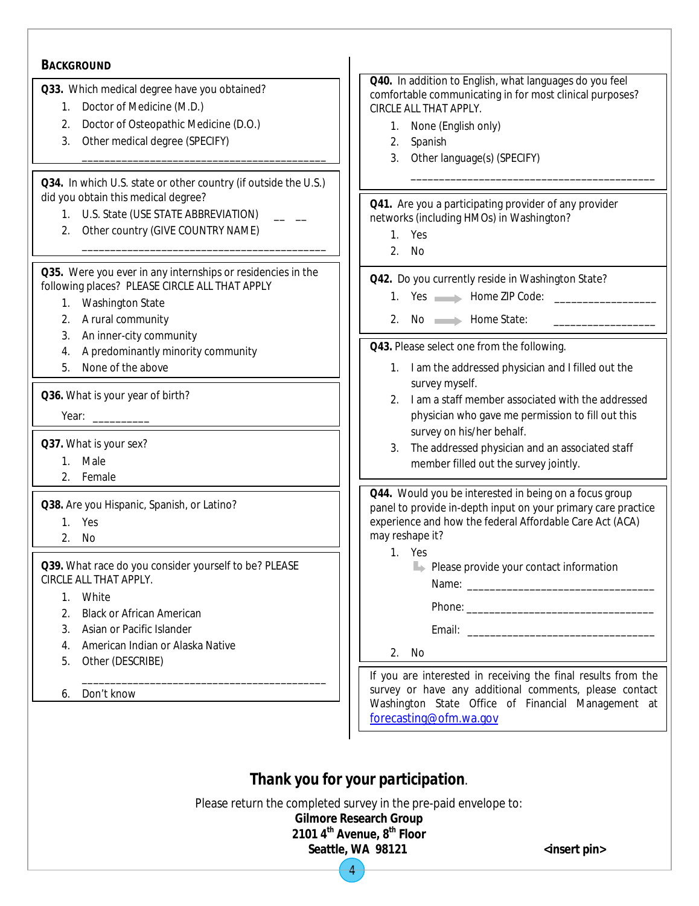## BACKGROUND

**Q33.** Which medical degree have you obtained?

1. Doctor of Medicine (M.D.)
2. Doctor of Osteopathic Medicine (D.O.)
3. Other medical degree (SPECIFY)

   ________________________________________

**Q34.** In which U.S. state or other country (if outside the U.S.) did you obtain this medical degree?

1. U.S. State (USE STATE ABBREVIATION) __ __
2. Other country (GIVE COUNTRY NAME)

   ________________________________________

**Q35.** Were you ever in any internships or residencies in the following places? PLEASE CIRCLE ALL THAT APPLY

1. Washington State
2. A rural community
3. An inner-city community
4. A predominantly minority community
5. None of the above

**Q36.** What is your year of birth?

Year: __________

**Q37.** What is your sex?

1. Male
2. Female

**Q38.** Are you Hispanic, Spanish, or Latino?

1. Yes
2. No

**Q39.** What race do you consider yourself to be? PLEASE CIRCLE ALL THAT APPLY.

1. White
2. Black or African American
3. Asian or Pacific Islander
4. American Indian or Alaska Native
5. Other (DESCRIBE)

   ________________________________________

6. Don't know

**Q40.** In addition to English, what languages do you feel comfortable communicating in for most clinical purposes? CIRCLE ALL THAT APPLY.

1. None (English only)
2. Spanish
3. Other language(s) (SPECIFY)

   ________________________________________

**Q41.** Are you a participating provider of any provider networks (including HMOs) in Washington?

1. Yes
2. No

**Q42.** Do you currently reside in Washington State?

1. Yes → Home ZIP Code: ________________
2. No → Home State: ________________

**Q43.** Please select one from the following.

1. I am the addressed physician and I filled out the survey myself.
2. I am a staff member associated with the addressed physician who gave me permission to fill out this survey on his/her behalf.
3. The addressed physician and an associated staff member filled out the survey jointly.

**Q44.** Would you be interested in being on a focus group panel to provide in-depth input on your primary care practice experience and how the federal Affordable Care Act (ACA) may reshape it?

1. Yes

   Please provide your contact information

   Name: ________________________________

   Phone: ________________________________

   Email: ________________________________

2. No

If you are interested in receiving the final results from the survey or have any additional comments, please contact Washington State Office of Financial Management at forecasting@ofm.wa.gov

## Thank you for your participation.

Please return the completed survey in the pre-paid envelope to:

**Gilmore Research Group**
**2101 4th Avenue, 8th Floor**
**Seattle, WA 98121**

**<insert pin>**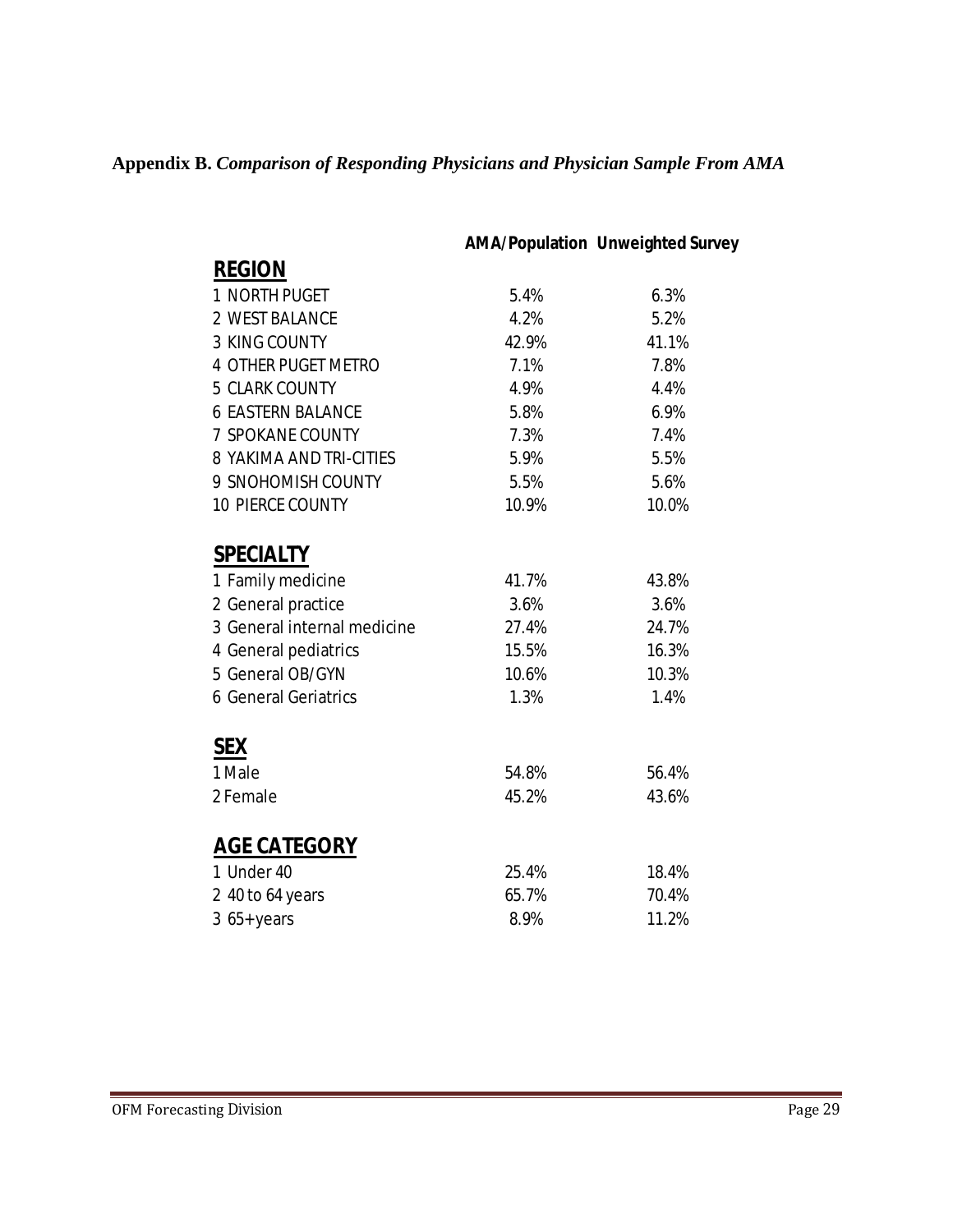**Appendix B.** ***Comparison of Responding Physicians and Physician Sample From AMA***

| | AMA/Population | Unweighted Survey |
|---|---|---|
| **REGION** | | |
| 1 NORTH PUGET | 5.4% | 6.3% |
| 2 WEST BALANCE | 4.2% | 5.2% |
| 3 KING COUNTY | 42.9% | 41.1% |
| 4 OTHER PUGET METRO | 7.1% | 7.8% |
| 5 CLARK COUNTY | 4.9% | 4.4% |
| 6 EASTERN BALANCE | 5.8% | 6.9% |
| 7 SPOKANE COUNTY | 7.3% | 7.4% |
| 8 YAKIMA AND TRI-CITIES | 5.9% | 5.5% |
| 9 SNOHOMISH COUNTY | 5.5% | 5.6% |
| 10 PIERCE COUNTY | 10.9% | 10.0% |
| **SPECIALTY** | | |
| 1 Family medicine | 41.7% | 43.8% |
| 2 General practice | 3.6% | 3.6% |
| 3 General internal medicine | 27.4% | 24.7% |
| 4 General pediatrics | 15.5% | 16.3% |
| 5 General OB/GYN | 10.6% | 10.3% |
| 6 General Geriatrics | 1.3% | 1.4% |
| **SEX** | | |
| 1 Male | 54.8% | 56.4% |
| 2 Female | 45.2% | 43.6% |
| **AGE CATEGORY** | | |
| 1 Under 40 | 25.4% | 18.4% |
| 2 40 to 64 years | 65.7% | 70.4% |
| 3 65+years | 8.9% | 11.2% |